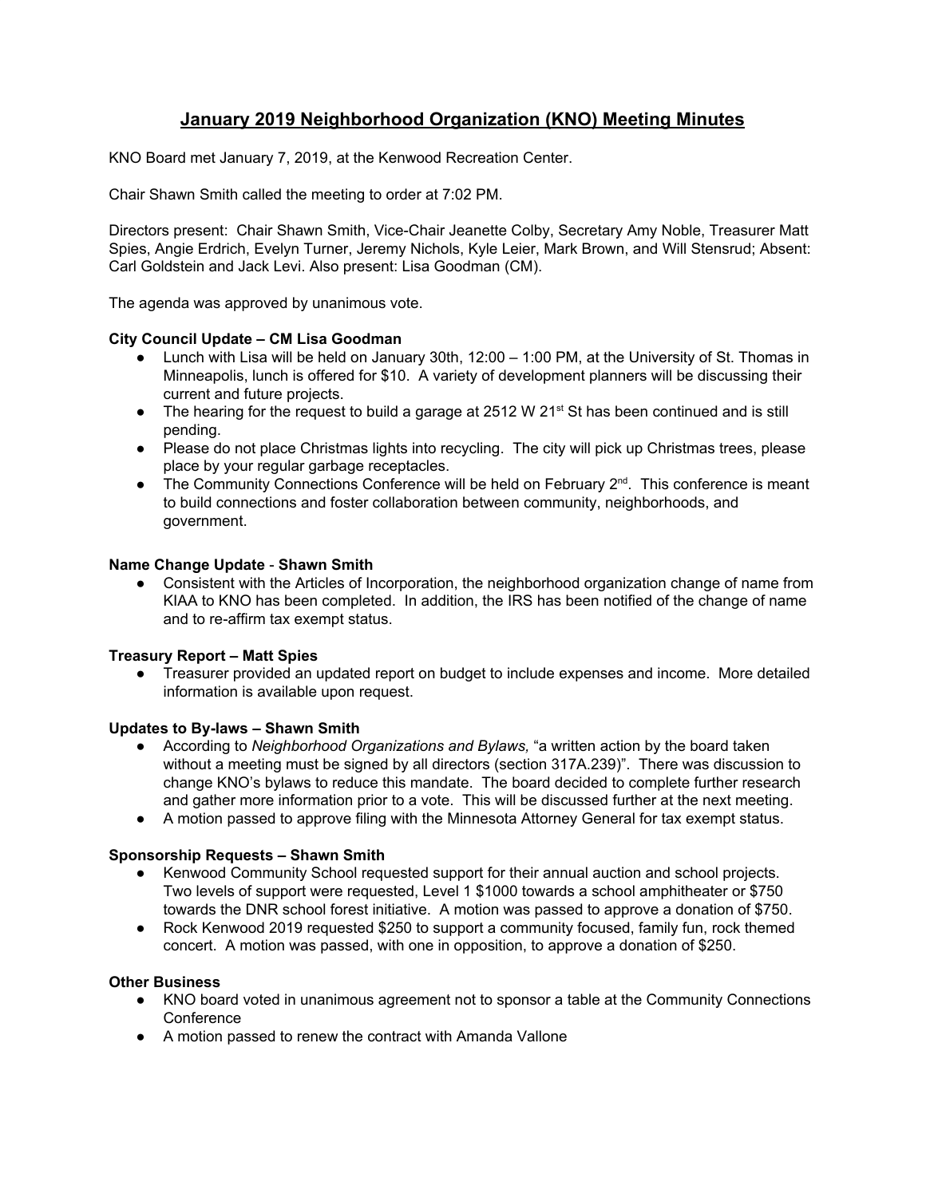# January 2019 Neighborhood Organization (KNO) Meeting Minutes

KNO Board met January 7, 2019, at the Kenwood Recreation Center.

Chair Shawn Smith called the meeting to order at 7:02 PM.

Directors present: Chair Shawn Smith, Vice-Chair Jeanette Colby, Secretary Amy Noble, Treasurer Matt Spies, Angie Erdrich, Evelyn Turner, Jeremy Nichols, Kyle Leier, Mark Brown, and Will Stensrud; Absent: Carl Goldstein and Jack Levi. Also present: Lisa Goodman (CM).

The agenda was approved by unanimous vote.

**City Council Update – CM Lisa Goodman**

- Lunch with Lisa will be held on January 30th, 12:00 – 1:00 PM, at the University of St. Thomas in Minneapolis, lunch is offered for $10. A variety of development planners will be discussing their current and future projects.
- The hearing for the request to build a garage at 2512 W 21st St has been continued and is still pending.
- Please do not place Christmas lights into recycling. The city will pick up Christmas trees, please place by your regular garbage receptacles.
- The Community Connections Conference will be held on February 2nd. This conference is meant to build connections and foster collaboration between community, neighborhoods, and government.

**Name Change Update** - **Shawn Smith**

- Consistent with the Articles of Incorporation, the neighborhood organization change of name from KIAA to KNO has been completed. In addition, the IRS has been notified of the change of name and to re-affirm tax exempt status.

**Treasury Report – Matt Spies**

- Treasurer provided an updated report on budget to include expenses and income. More detailed information is available upon request.

**Updates to By-laws – Shawn Smith**

- According to *Neighborhood Organizations and Bylaws,* "a written action by the board taken without a meeting must be signed by all directors (section 317A.239)". There was discussion to change KNO's bylaws to reduce this mandate. The board decided to complete further research and gather more information prior to a vote. This will be discussed further at the next meeting.
- A motion passed to approve filing with the Minnesota Attorney General for tax exempt status.

**Sponsorship Requests – Shawn Smith**

- Kenwood Community School requested support for their annual auction and school projects. Two levels of support were requested, Level 1 $1000 towards a school amphitheater or $750 towards the DNR school forest initiative. A motion was passed to approve a donation of $750.
- Rock Kenwood 2019 requested $250 to support a community focused, family fun, rock themed concert. A motion was passed, with one in opposition, to approve a donation of $250.

**Other Business**

- KNO board voted in unanimous agreement not to sponsor a table at the Community Connections Conference
- A motion passed to renew the contract with Amanda Vallone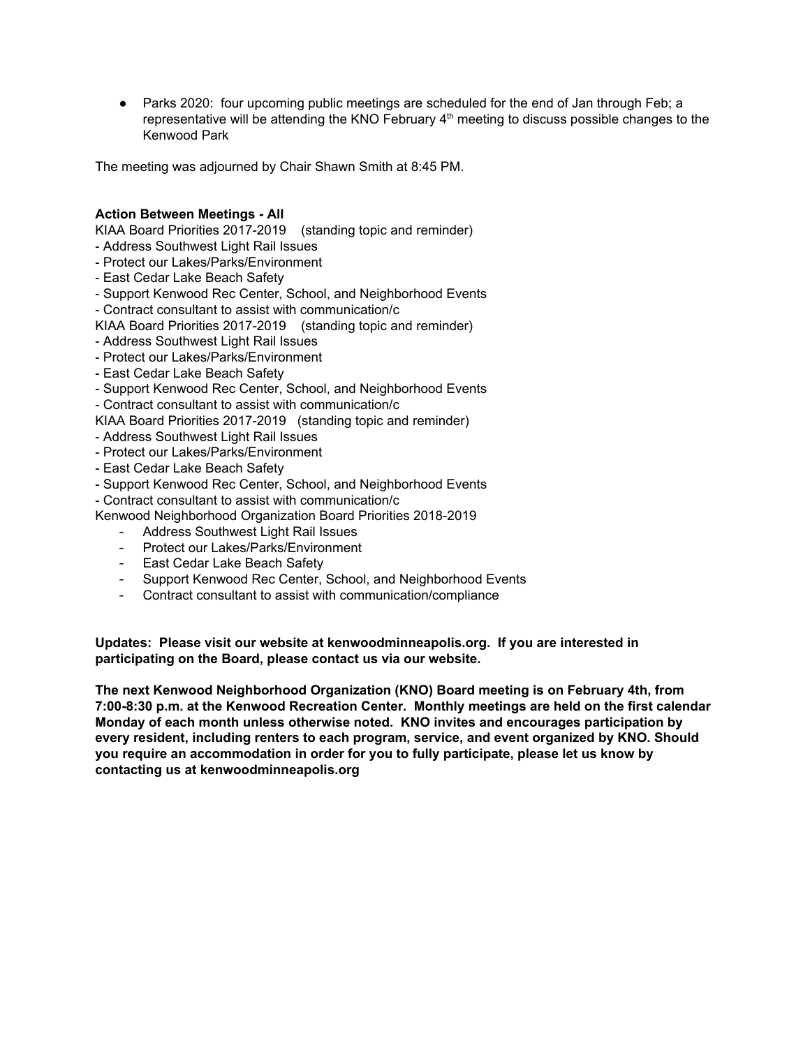- Parks 2020: four upcoming public meetings are scheduled for the end of Jan through Feb; a representative will be attending the KNO February 4th meeting to discuss possible changes to the Kenwood Park

The meeting was adjourned by Chair Shawn Smith at 8:45 PM.

**Action Between Meetings - All**

KIAA Board Priorities 2017-2019 (standing topic and reminder)
- Address Southwest Light Rail Issues
- Protect our Lakes/Parks/Environment
- East Cedar Lake Beach Safety
- Support Kenwood Rec Center, School, and Neighborhood Events
- Contract consultant to assist with communication/c

KIAA Board Priorities 2017-2019 (standing topic and reminder)
- Address Southwest Light Rail Issues
- Protect our Lakes/Parks/Environment
- East Cedar Lake Beach Safety
- Support Kenwood Rec Center, School, and Neighborhood Events
- Contract consultant to assist with communication/c

KIAA Board Priorities 2017-2019 (standing topic and reminder)
- Address Southwest Light Rail Issues
- Protect our Lakes/Parks/Environment
- East Cedar Lake Beach Safety
- Support Kenwood Rec Center, School, and Neighborhood Events
- Contract consultant to assist with communication/c

Kenwood Neighborhood Organization Board Priorities 2018-2019
- Address Southwest Light Rail Issues
- Protect our Lakes/Parks/Environment
- East Cedar Lake Beach Safety
- Support Kenwood Rec Center, School, and Neighborhood Events
- Contract consultant to assist with communication/compliance

**Updates: Please visit our website at kenwoodminneapolis.org. If you are interested in participating on the Board, please contact us via our website.**

**The next Kenwood Neighborhood Organization (KNO) Board meeting is on February 4th, from 7:00-8:30 p.m. at the Kenwood Recreation Center. Monthly meetings are held on the first calendar Monday of each month unless otherwise noted. KNO invites and encourages participation by every resident, including renters to each program, service, and event organized by KNO. Should you require an accommodation in order for you to fully participate, please let us know by contacting us at kenwoodminneapolis.org**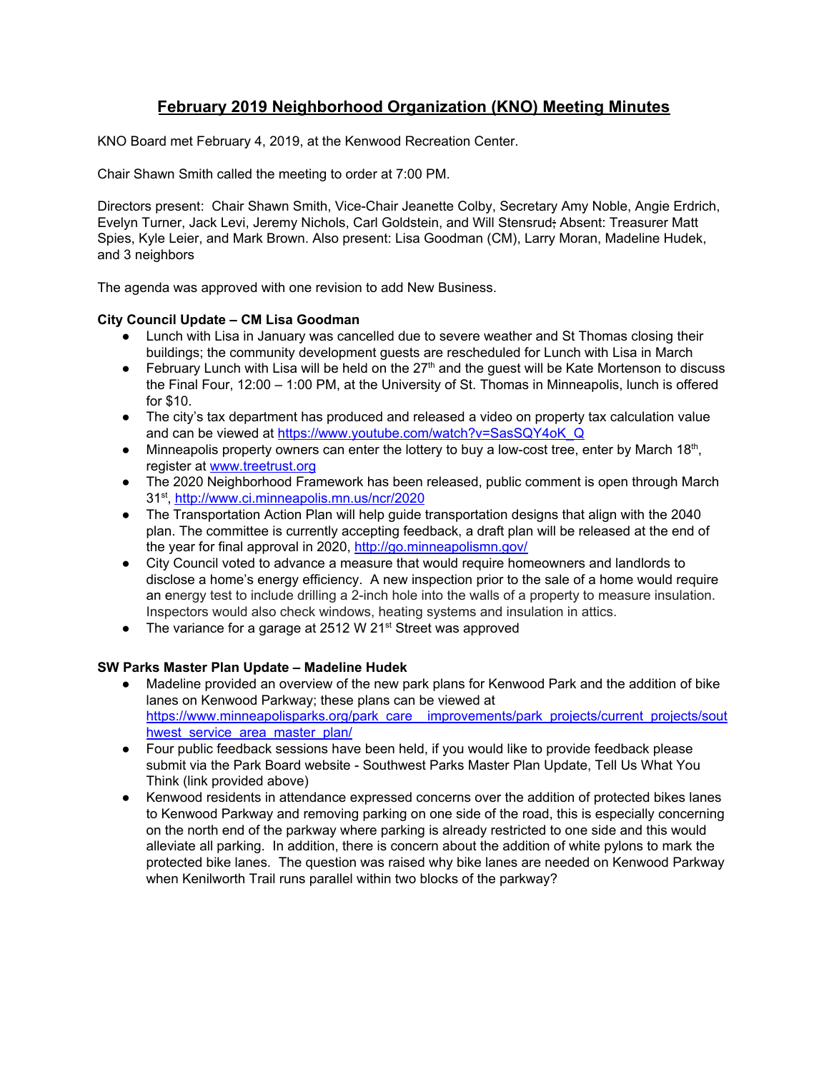# February 2019 Neighborhood Organization (KNO) Meeting Minutes

KNO Board met February 4, 2019, at the Kenwood Recreation Center.

Chair Shawn Smith called the meeting to order at 7:00 PM.

Directors present: Chair Shawn Smith, Vice-Chair Jeanette Colby, Secretary Amy Noble, Angie Erdrich, Evelyn Turner, Jack Levi, Jeremy Nichols, Carl Goldstein, and Will Stensrud; Absent: Treasurer Matt Spies, Kyle Leier, and Mark Brown. Also present: Lisa Goodman (CM), Larry Moran, Madeline Hudek, and 3 neighbors

The agenda was approved with one revision to add New Business.

**City Council Update – CM Lisa Goodman**

- Lunch with Lisa in January was cancelled due to severe weather and St Thomas closing their buildings; the community development guests are rescheduled for Lunch with Lisa in March
- February Lunch with Lisa will be held on the 27th and the guest will be Kate Mortenson to discuss the Final Four, 12:00 – 1:00 PM, at the University of St. Thomas in Minneapolis, lunch is offered for $10.
- The city's tax department has produced and released a video on property tax calculation value and can be viewed at https://www.youtube.com/watch?v=SasSQY4oK_Q
- Minneapolis property owners can enter the lottery to buy a low-cost tree, enter by March 18th, register at www.treetrust.org
- The 2020 Neighborhood Framework has been released, public comment is open through March 31st, http://www.ci.minneapolis.mn.us/ncr/2020
- The Transportation Action Plan will help guide transportation designs that align with the 2040 plan. The committee is currently accepting feedback, a draft plan will be released at the end of the year for final approval in 2020, http://go.minneapolismn.gov/
- City Council voted to advance a measure that would require homeowners and landlords to disclose a home's energy efficiency. A new inspection prior to the sale of a home would require an energy test to include drilling a 2-inch hole into the walls of a property to measure insulation. Inspectors would also check windows, heating systems and insulation in attics.
- The variance for a garage at 2512 W 21st Street was approved

**SW Parks Master Plan Update – Madeline Hudek**

- Madeline provided an overview of the new park plans for Kenwood Park and the addition of bike lanes on Kenwood Parkway; these plans can be viewed at https://www.minneapolisparks.org/park_care__improvements/park_projects/current_projects/southwest_service_area_master_plan/
- Four public feedback sessions have been held, if you would like to provide feedback please submit via the Park Board website - Southwest Parks Master Plan Update, Tell Us What You Think (link provided above)
- Kenwood residents in attendance expressed concerns over the addition of protected bikes lanes to Kenwood Parkway and removing parking on one side of the road, this is especially concerning on the north end of the parkway where parking is already restricted to one side and this would alleviate all parking. In addition, there is concern about the addition of white pylons to mark the protected bike lanes. The question was raised why bike lanes are needed on Kenwood Parkway when Kenilworth Trail runs parallel within two blocks of the parkway?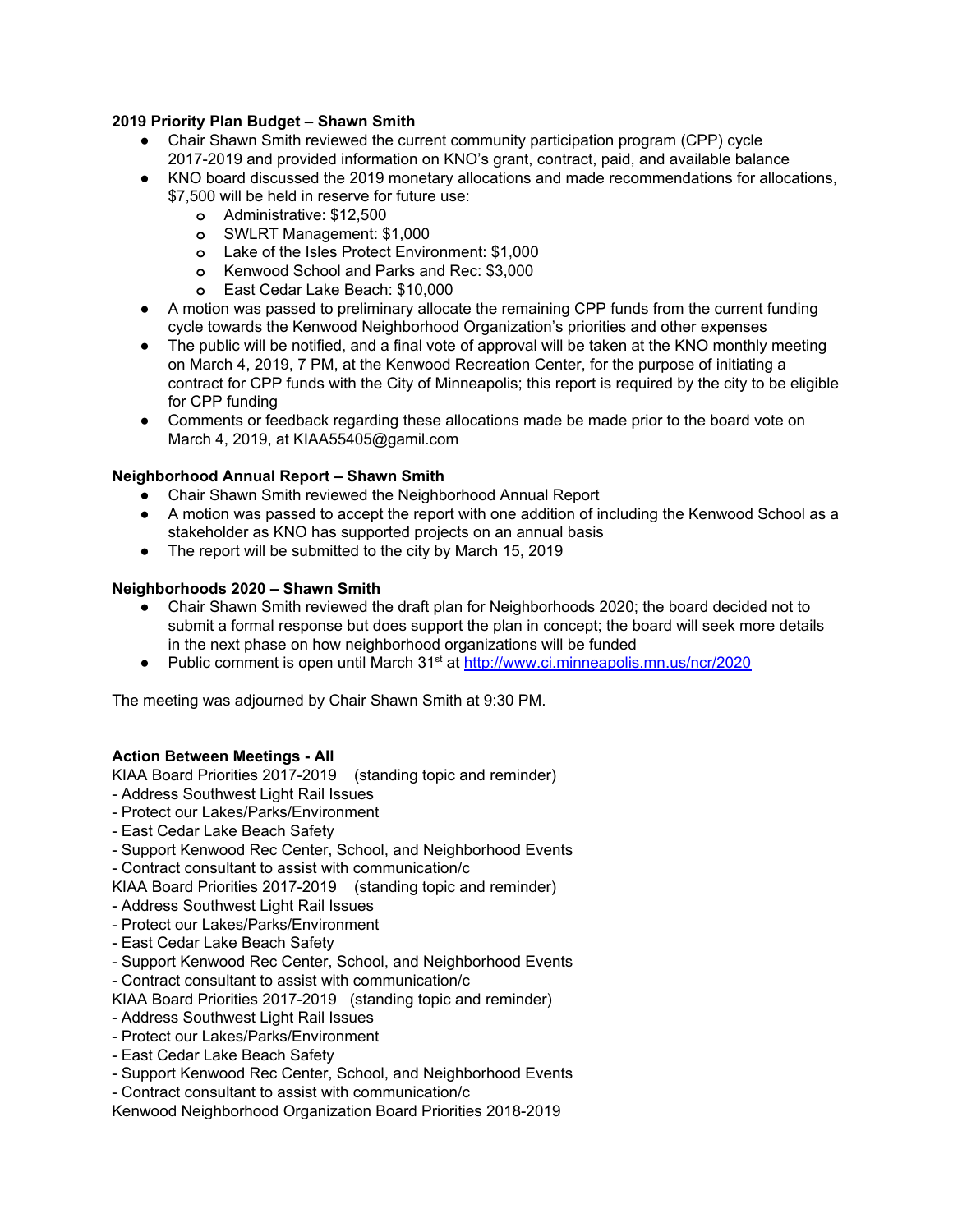**2019 Priority Plan Budget – Shawn Smith**

- Chair Shawn Smith reviewed the current community participation program (CPP) cycle 2017-2019 and provided information on KNO's grant, contract, paid, and available balance
- KNO board discussed the 2019 monetary allocations and made recommendations for allocations, $7,500 will be held in reserve for future use:
  - Administrative: $12,500
  - SWLRT Management: $1,000
  - Lake of the Isles Protect Environment: $1,000
  - Kenwood School and Parks and Rec: $3,000
  - East Cedar Lake Beach: $10,000
- A motion was passed to preliminary allocate the remaining CPP funds from the current funding cycle towards the Kenwood Neighborhood Organization's priorities and other expenses
- The public will be notified, and a final vote of approval will be taken at the KNO monthly meeting on March 4, 2019, 7 PM, at the Kenwood Recreation Center, for the purpose of initiating a contract for CPP funds with the City of Minneapolis; this report is required by the city to be eligible for CPP funding
- Comments or feedback regarding these allocations made be made prior to the board vote on March 4, 2019, at KIAA55405@gamil.com

**Neighborhood Annual Report – Shawn Smith**

- Chair Shawn Smith reviewed the Neighborhood Annual Report
- A motion was passed to accept the report with one addition of including the Kenwood School as a stakeholder as KNO has supported projects on an annual basis
- The report will be submitted to the city by March 15, 2019

**Neighborhoods 2020 – Shawn Smith**

- Chair Shawn Smith reviewed the draft plan for Neighborhoods 2020; the board decided not to submit a formal response but does support the plan in concept; the board will seek more details in the next phase on how neighborhood organizations will be funded
- Public comment is open until March 31st at http://www.ci.minneapolis.mn.us/ncr/2020

The meeting was adjourned by Chair Shawn Smith at 9:30 PM.

**Action Between Meetings - All**

KIAA Board Priorities 2017-2019 (standing topic and reminder)
- Address Southwest Light Rail Issues
- Protect our Lakes/Parks/Environment
- East Cedar Lake Beach Safety
- Support Kenwood Rec Center, School, and Neighborhood Events
- Contract consultant to assist with communication/c

KIAA Board Priorities 2017-2019 (standing topic and reminder)
- Address Southwest Light Rail Issues
- Protect our Lakes/Parks/Environment
- East Cedar Lake Beach Safety
- Support Kenwood Rec Center, School, and Neighborhood Events
- Contract consultant to assist with communication/c

KIAA Board Priorities 2017-2019 (standing topic and reminder)
- Address Southwest Light Rail Issues
- Protect our Lakes/Parks/Environment
- East Cedar Lake Beach Safety
- Support Kenwood Rec Center, School, and Neighborhood Events
- Contract consultant to assist with communication/c

Kenwood Neighborhood Organization Board Priorities 2018-2019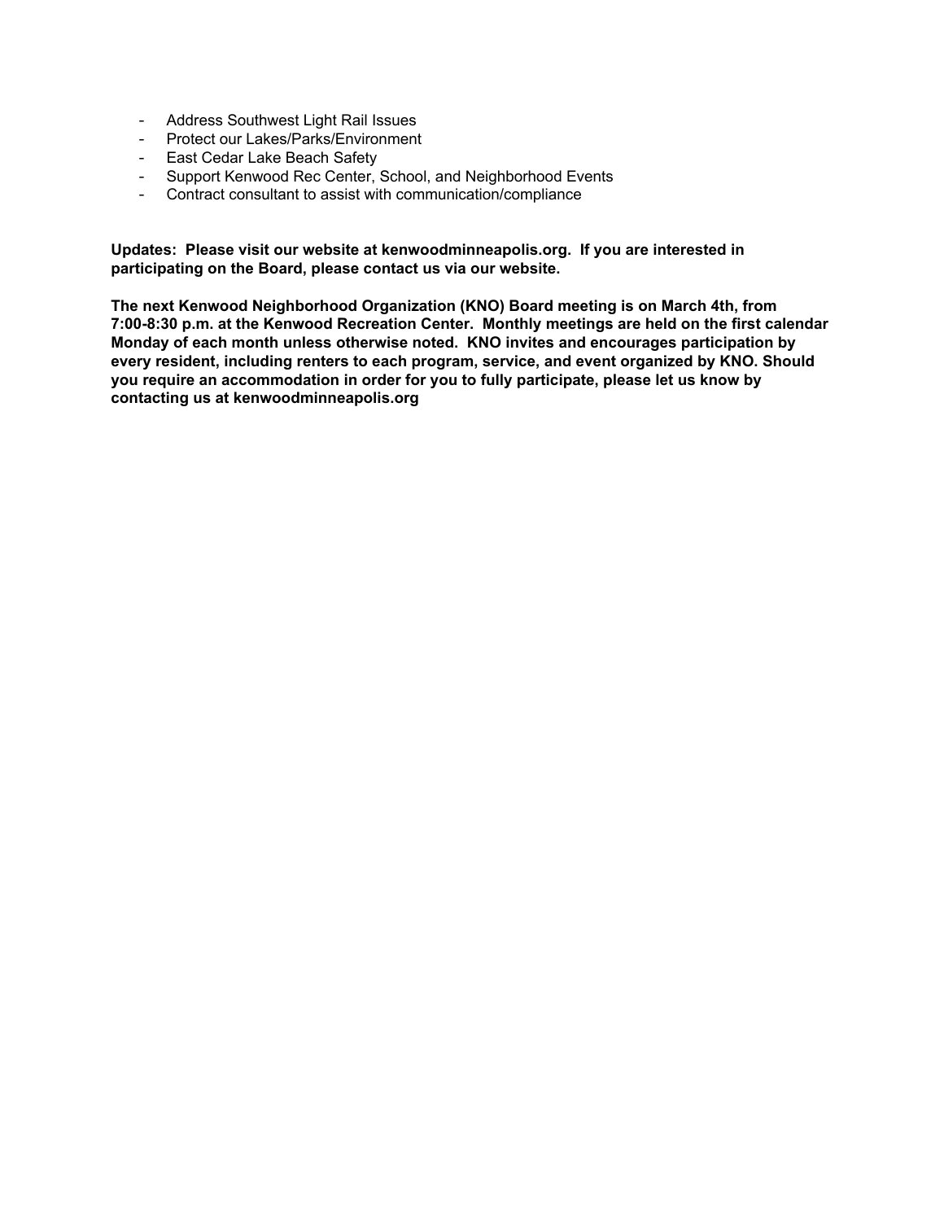- Address Southwest Light Rail Issues
- Protect our Lakes/Parks/Environment
- East Cedar Lake Beach Safety
- Support Kenwood Rec Center, School, and Neighborhood Events
- Contract consultant to assist with communication/compliance

**Updates: Please visit our website at kenwoodminneapolis.org. If you are interested in participating on the Board, please contact us via our website.**

**The next Kenwood Neighborhood Organization (KNO) Board meeting is on March 4th, from 7:00-8:30 p.m. at the Kenwood Recreation Center. Monthly meetings are held on the first calendar Monday of each month unless otherwise noted. KNO invites and encourages participation by every resident, including renters to each program, service, and event organized by KNO. Should you require an accommodation in order for you to fully participate, please let us know by contacting us at kenwoodminneapolis.org**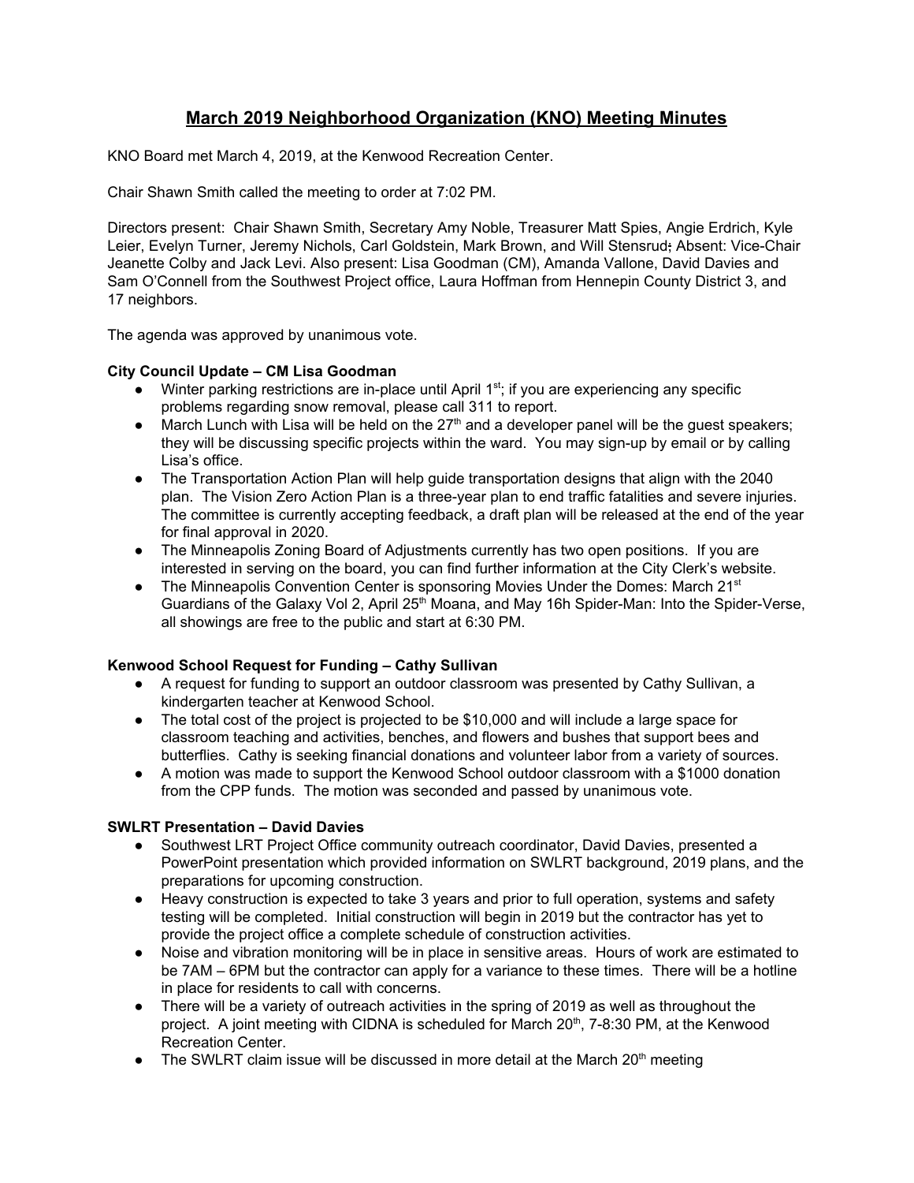# March 2019 Neighborhood Organization (KNO) Meeting Minutes

KNO Board met March 4, 2019, at the Kenwood Recreation Center.

Chair Shawn Smith called the meeting to order at 7:02 PM.

Directors present: Chair Shawn Smith, Secretary Amy Noble, Treasurer Matt Spies, Angie Erdrich, Kyle Leier, Evelyn Turner, Jeremy Nichols, Carl Goldstein, Mark Brown, and Will Stensrud; Absent: Vice-Chair Jeanette Colby and Jack Levi. Also present: Lisa Goodman (CM), Amanda Vallone, David Davies and Sam O'Connell from the Southwest Project office, Laura Hoffman from Hennepin County District 3, and 17 neighbors.

The agenda was approved by unanimous vote.

**City Council Update – CM Lisa Goodman**

- Winter parking restrictions are in-place until April 1st; if you are experiencing any specific problems regarding snow removal, please call 311 to report.
- March Lunch with Lisa will be held on the 27th and a developer panel will be the guest speakers; they will be discussing specific projects within the ward. You may sign-up by email or by calling Lisa's office.
- The Transportation Action Plan will help guide transportation designs that align with the 2040 plan. The Vision Zero Action Plan is a three-year plan to end traffic fatalities and severe injuries. The committee is currently accepting feedback, a draft plan will be released at the end of the year for final approval in 2020.
- The Minneapolis Zoning Board of Adjustments currently has two open positions. If you are interested in serving on the board, you can find further information at the City Clerk's website.
- The Minneapolis Convention Center is sponsoring Movies Under the Domes: March 21st Guardians of the Galaxy Vol 2, April 25th Moana, and May 16h Spider-Man: Into the Spider-Verse, all showings are free to the public and start at 6:30 PM.

**Kenwood School Request for Funding – Cathy Sullivan**

- A request for funding to support an outdoor classroom was presented by Cathy Sullivan, a kindergarten teacher at Kenwood School.
- The total cost of the project is projected to be $10,000 and will include a large space for classroom teaching and activities, benches, and flowers and bushes that support bees and butterflies. Cathy is seeking financial donations and volunteer labor from a variety of sources.
- A motion was made to support the Kenwood School outdoor classroom with a $1000 donation from the CPP funds. The motion was seconded and passed by unanimous vote.

**SWLRT Presentation – David Davies**

- Southwest LRT Project Office community outreach coordinator, David Davies, presented a PowerPoint presentation which provided information on SWLRT background, 2019 plans, and the preparations for upcoming construction.
- Heavy construction is expected to take 3 years and prior to full operation, systems and safety testing will be completed. Initial construction will begin in 2019 but the contractor has yet to provide the project office a complete schedule of construction activities.
- Noise and vibration monitoring will be in place in sensitive areas. Hours of work are estimated to be 7AM – 6PM but the contractor can apply for a variance to these times. There will be a hotline in place for residents to call with concerns.
- There will be a variety of outreach activities in the spring of 2019 as well as throughout the project. A joint meeting with CIDNA is scheduled for March 20th, 7-8:30 PM, at the Kenwood Recreation Center.
- The SWLRT claim issue will be discussed in more detail at the March 20th meeting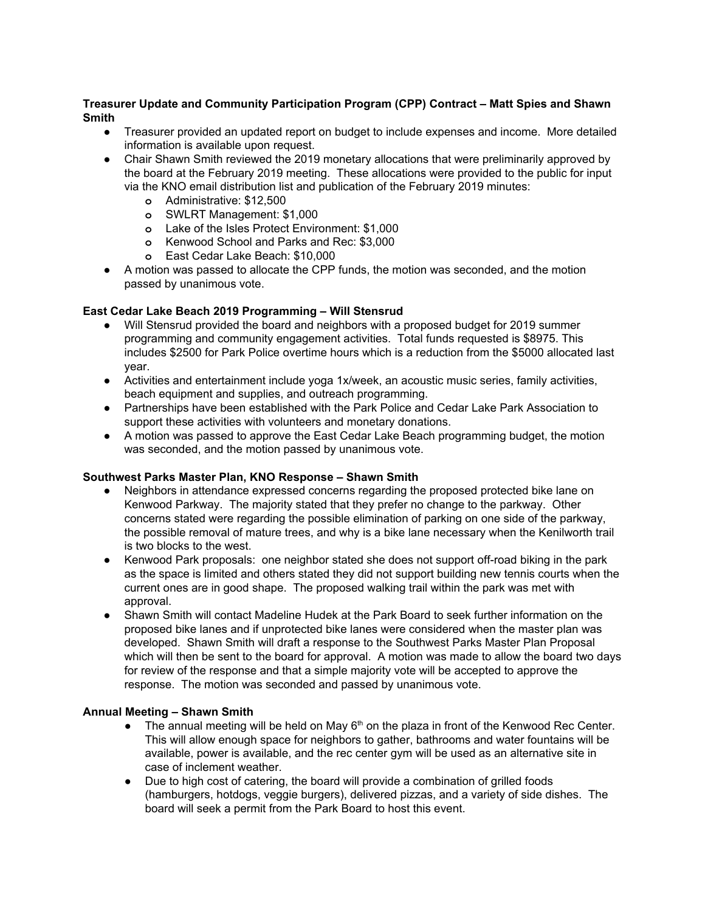**Treasurer Update and Community Participation Program (CPP) Contract – Matt Spies and Shawn Smith**

- Treasurer provided an updated report on budget to include expenses and income. More detailed information is available upon request.
- Chair Shawn Smith reviewed the 2019 monetary allocations that were preliminarily approved by the board at the February 2019 meeting. These allocations were provided to the public for input via the KNO email distribution list and publication of the February 2019 minutes:
  - Administrative: $12,500
  - SWLRT Management: $1,000
  - Lake of the Isles Protect Environment: $1,000
  - Kenwood School and Parks and Rec: $3,000
  - East Cedar Lake Beach: $10,000
- A motion was passed to allocate the CPP funds, the motion was seconded, and the motion passed by unanimous vote.

**East Cedar Lake Beach 2019 Programming – Will Stensrud**

- Will Stensrud provided the board and neighbors with a proposed budget for 2019 summer programming and community engagement activities. Total funds requested is $8975. This includes $2500 for Park Police overtime hours which is a reduction from the $5000 allocated last year.
- Activities and entertainment include yoga 1x/week, an acoustic music series, family activities, beach equipment and supplies, and outreach programming.
- Partnerships have been established with the Park Police and Cedar Lake Park Association to support these activities with volunteers and monetary donations.
- A motion was passed to approve the East Cedar Lake Beach programming budget, the motion was seconded, and the motion passed by unanimous vote.

**Southwest Parks Master Plan, KNO Response – Shawn Smith**

- Neighbors in attendance expressed concerns regarding the proposed protected bike lane on Kenwood Parkway. The majority stated that they prefer no change to the parkway. Other concerns stated were regarding the possible elimination of parking on one side of the parkway, the possible removal of mature trees, and why is a bike lane necessary when the Kenilworth trail is two blocks to the west.
- Kenwood Park proposals: one neighbor stated she does not support off-road biking in the park as the space is limited and others stated they did not support building new tennis courts when the current ones are in good shape. The proposed walking trail within the park was met with approval.
- Shawn Smith will contact Madeline Hudek at the Park Board to seek further information on the proposed bike lanes and if unprotected bike lanes were considered when the master plan was developed. Shawn Smith will draft a response to the Southwest Parks Master Plan Proposal which will then be sent to the board for approval. A motion was made to allow the board two days for review of the response and that a simple majority vote will be accepted to approve the response. The motion was seconded and passed by unanimous vote.

**Annual Meeting – Shawn Smith**

- The annual meeting will be held on May 6th on the plaza in front of the Kenwood Rec Center. This will allow enough space for neighbors to gather, bathrooms and water fountains will be available, power is available, and the rec center gym will be used as an alternative site in case of inclement weather.
- Due to high cost of catering, the board will provide a combination of grilled foods (hamburgers, hotdogs, veggie burgers), delivered pizzas, and a variety of side dishes. The board will seek a permit from the Park Board to host this event.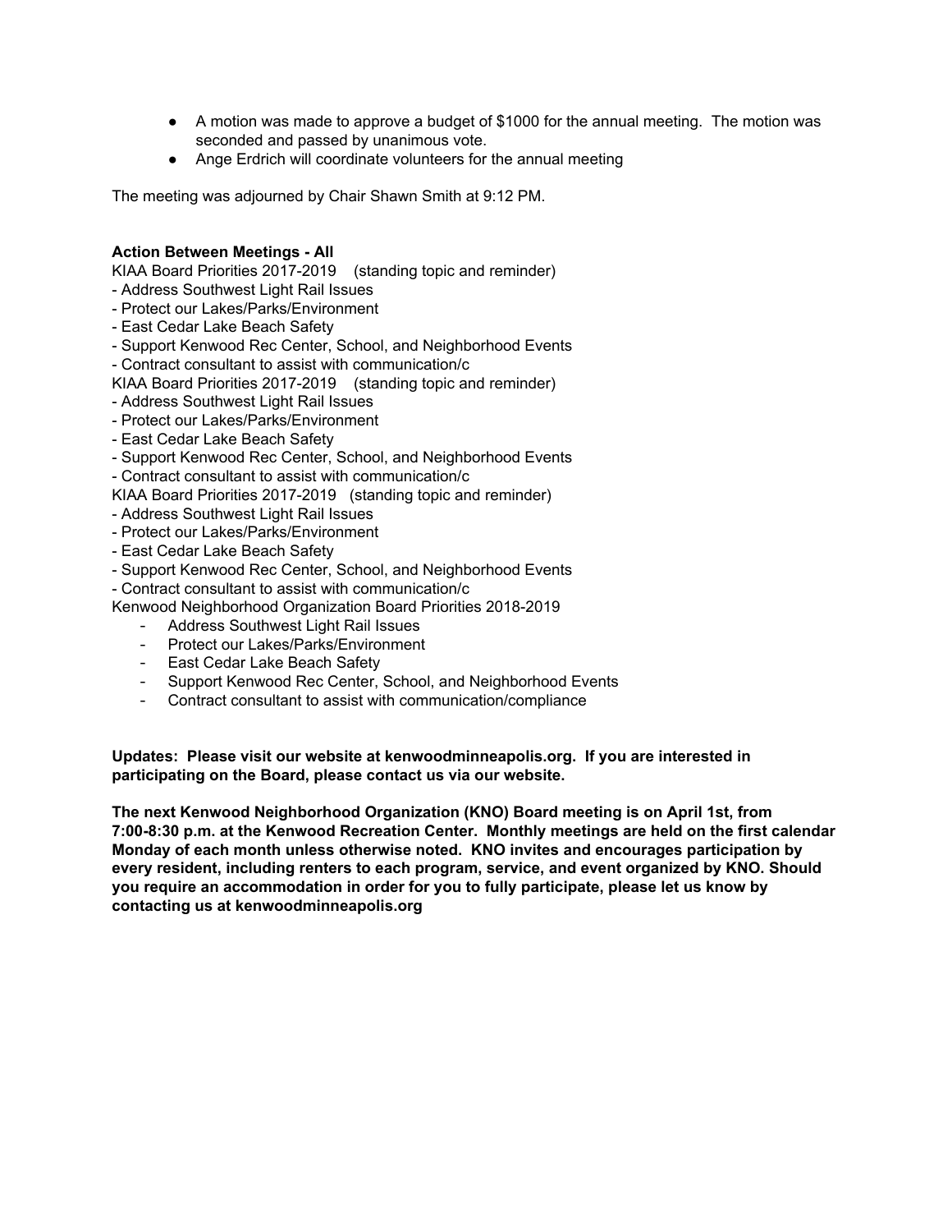- A motion was made to approve a budget of $1000 for the annual meeting. The motion was seconded and passed by unanimous vote.
- Ange Erdrich will coordinate volunteers for the annual meeting

The meeting was adjourned by Chair Shawn Smith at 9:12 PM.

**Action Between Meetings - All**

KIAA Board Priorities 2017-2019 (standing topic and reminder)
- Address Southwest Light Rail Issues
- Protect our Lakes/Parks/Environment
- East Cedar Lake Beach Safety
- Support Kenwood Rec Center, School, and Neighborhood Events
- Contract consultant to assist with communication/c

KIAA Board Priorities 2017-2019 (standing topic and reminder)
- Address Southwest Light Rail Issues
- Protect our Lakes/Parks/Environment
- East Cedar Lake Beach Safety
- Support Kenwood Rec Center, School, and Neighborhood Events
- Contract consultant to assist with communication/c

KIAA Board Priorities 2017-2019 (standing topic and reminder)
- Address Southwest Light Rail Issues
- Protect our Lakes/Parks/Environment
- East Cedar Lake Beach Safety
- Support Kenwood Rec Center, School, and Neighborhood Events
- Contract consultant to assist with communication/c

Kenwood Neighborhood Organization Board Priorities 2018-2019
- Address Southwest Light Rail Issues
- Protect our Lakes/Parks/Environment
- East Cedar Lake Beach Safety
- Support Kenwood Rec Center, School, and Neighborhood Events
- Contract consultant to assist with communication/compliance

**Updates: Please visit our website at kenwoodminneapolis.org. If you are interested in participating on the Board, please contact us via our website.**

**The next Kenwood Neighborhood Organization (KNO) Board meeting is on April 1st, from 7:00-8:30 p.m. at the Kenwood Recreation Center. Monthly meetings are held on the first calendar Monday of each month unless otherwise noted. KNO invites and encourages participation by every resident, including renters to each program, service, and event organized by KNO. Should you require an accommodation in order for you to fully participate, please let us know by contacting us at kenwoodminneapolis.org**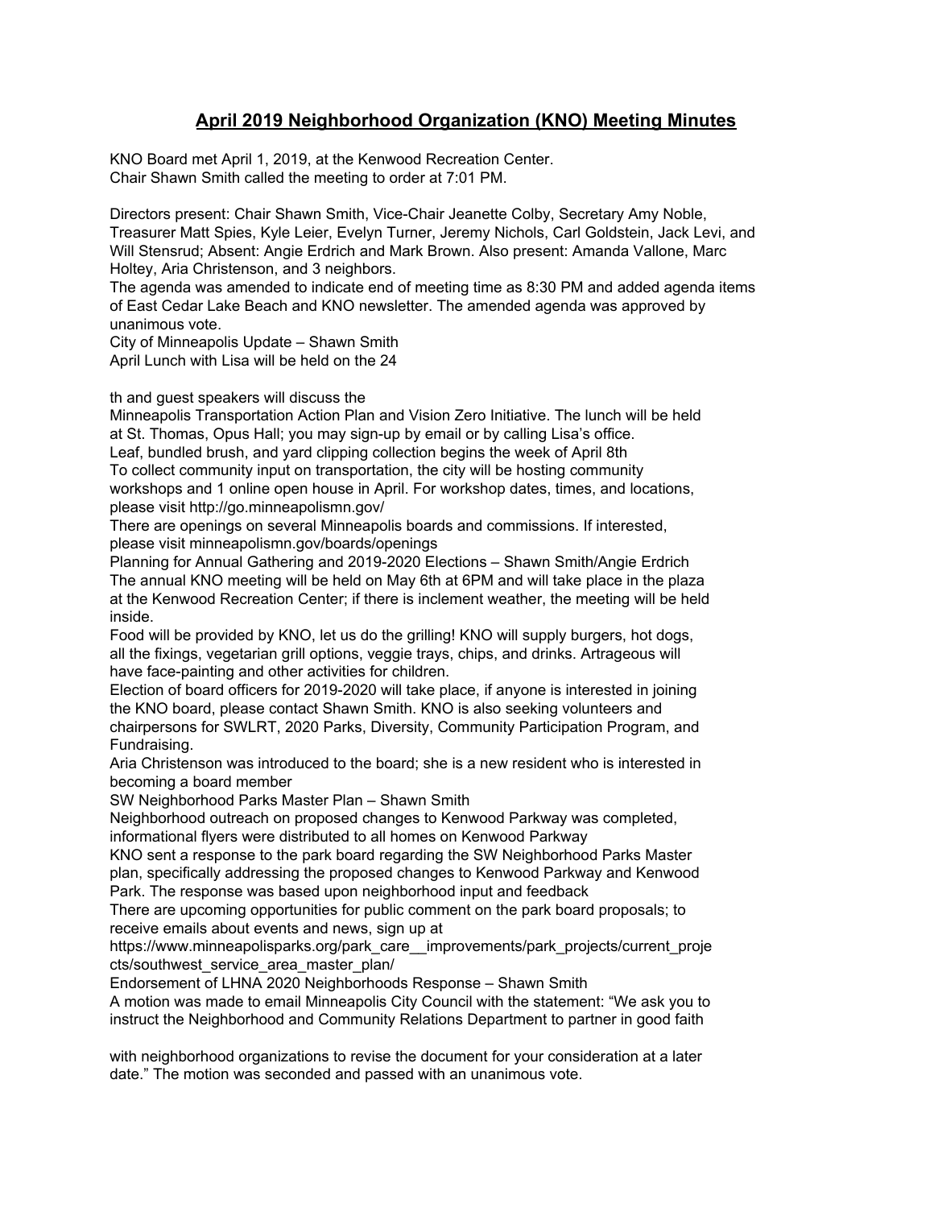# April 2019 Neighborhood Organization (KNO) Meeting Minutes

KNO Board met April 1, 2019, at the Kenwood Recreation Center.
Chair Shawn Smith called the meeting to order at 7:01 PM.

Directors present: Chair Shawn Smith, Vice-Chair Jeanette Colby, Secretary Amy Noble, Treasurer Matt Spies, Kyle Leier, Evelyn Turner, Jeremy Nichols, Carl Goldstein, Jack Levi, and Will Stensrud; Absent: Angie Erdrich and Mark Brown. Also present: Amanda Vallone, Marc Holtey, Aria Christenson, and 3 neighbors.

The agenda was amended to indicate end of meeting time as 8:30 PM and added agenda items of East Cedar Lake Beach and KNO newsletter. The amended agenda was approved by unanimous vote.

City of Minneapolis Update – Shawn Smith

April Lunch with Lisa will be held on the 24th and guest speakers will discuss the Minneapolis Transportation Action Plan and Vision Zero Initiative. The lunch will be held at St. Thomas, Opus Hall; you may sign-up by email or by calling Lisa's office.

Leaf, bundled brush, and yard clipping collection begins the week of April 8th

To collect community input on transportation, the city will be hosting community workshops and 1 online open house in April. For workshop dates, times, and locations, please visit http://go.minneapolismn.gov/

There are openings on several Minneapolis boards and commissions. If interested, please visit minneapolismn.gov/boards/openings

Planning for Annual Gathering and 2019-2020 Elections – Shawn Smith/Angie Erdrich

The annual KNO meeting will be held on May 6th at 6PM and will take place in the plaza at the Kenwood Recreation Center; if there is inclement weather, the meeting will be held inside.

Food will be provided by KNO, let us do the grilling! KNO will supply burgers, hot dogs, all the fixings, vegetarian grill options, veggie trays, chips, and drinks. Artrageous will have face-painting and other activities for children.

Election of board officers for 2019-2020 will take place, if anyone is interested in joining the KNO board, please contact Shawn Smith. KNO is also seeking volunteers and chairpersons for SWLRT, 2020 Parks, Diversity, Community Participation Program, and Fundraising.

Aria Christenson was introduced to the board; she is a new resident who is interested in becoming a board member

SW Neighborhood Parks Master Plan – Shawn Smith

Neighborhood outreach on proposed changes to Kenwood Parkway was completed, informational flyers were distributed to all homes on Kenwood Parkway

KNO sent a response to the park board regarding the SW Neighborhood Parks Master plan, specifically addressing the proposed changes to Kenwood Parkway and Kenwood Park. The response was based upon neighborhood input and feedback

There are upcoming opportunities for public comment on the park board proposals; to receive emails about events and news, sign up at https://www.minneapolisparks.org/park_care__improvements/park_projects/current_projects/southwest_service_area_master_plan/

Endorsement of LHNA 2020 Neighborhoods Response – Shawn Smith

A motion was made to email Minneapolis City Council with the statement: "We ask you to instruct the Neighborhood and Community Relations Department to partner in good faith with neighborhood organizations to revise the document for your consideration at a later date." The motion was seconded and passed with an unanimous vote.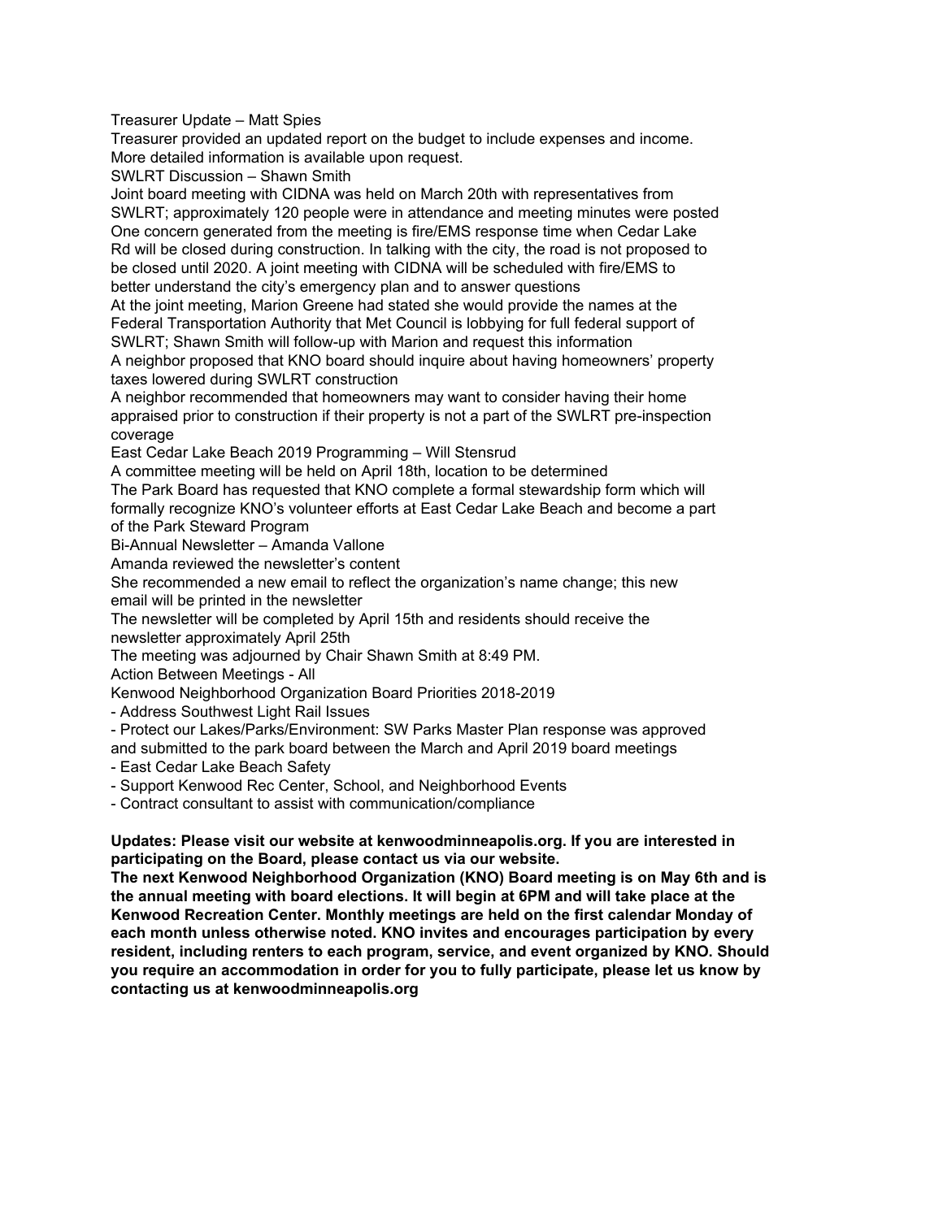Treasurer Update – Matt Spies

Treasurer provided an updated report on the budget to include expenses and income. More detailed information is available upon request.

SWLRT Discussion – Shawn Smith

Joint board meeting with CIDNA was held on March 20th with representatives from SWLRT; approximately 120 people were in attendance and meeting minutes were posted

One concern generated from the meeting is fire/EMS response time when Cedar Lake Rd will be closed during construction. In talking with the city, the road is not proposed to be closed until 2020. A joint meeting with CIDNA will be scheduled with fire/EMS to better understand the city's emergency plan and to answer questions

At the joint meeting, Marion Greene had stated she would provide the names at the Federal Transportation Authority that Met Council is lobbying for full federal support of SWLRT; Shawn Smith will follow-up with Marion and request this information

A neighbor proposed that KNO board should inquire about having homeowners' property taxes lowered during SWLRT construction

A neighbor recommended that homeowners may want to consider having their home appraised prior to construction if their property is not a part of the SWLRT pre-inspection coverage

East Cedar Lake Beach 2019 Programming – Will Stensrud

A committee meeting will be held on April 18th, location to be determined

The Park Board has requested that KNO complete a formal stewardship form which will formally recognize KNO's volunteer efforts at East Cedar Lake Beach and become a part of the Park Steward Program

Bi-Annual Newsletter – Amanda Vallone

Amanda reviewed the newsletter's content

She recommended a new email to reflect the organization's name change; this new email will be printed in the newsletter

The newsletter will be completed by April 15th and residents should receive the newsletter approximately April 25th

The meeting was adjourned by Chair Shawn Smith at 8:49 PM.

Action Between Meetings - All

Kenwood Neighborhood Organization Board Priorities 2018-2019

- Address Southwest Light Rail Issues
- Protect our Lakes/Parks/Environment: SW Parks Master Plan response was approved and submitted to the park board between the March and April 2019 board meetings
- East Cedar Lake Beach Safety
- Support Kenwood Rec Center, School, and Neighborhood Events
- Contract consultant to assist with communication/compliance

**Updates: Please visit our website at kenwoodminneapolis.org. If you are interested in participating on the Board, please contact us via our website.**

**The next Kenwood Neighborhood Organization (KNO) Board meeting is on May 6th and is the annual meeting with board elections. It will begin at 6PM and will take place at the Kenwood Recreation Center. Monthly meetings are held on the first calendar Monday of each month unless otherwise noted. KNO invites and encourages participation by every resident, including renters to each program, service, and event organized by KNO. Should you require an accommodation in order for you to fully participate, please let us know by contacting us at kenwoodminneapolis.org**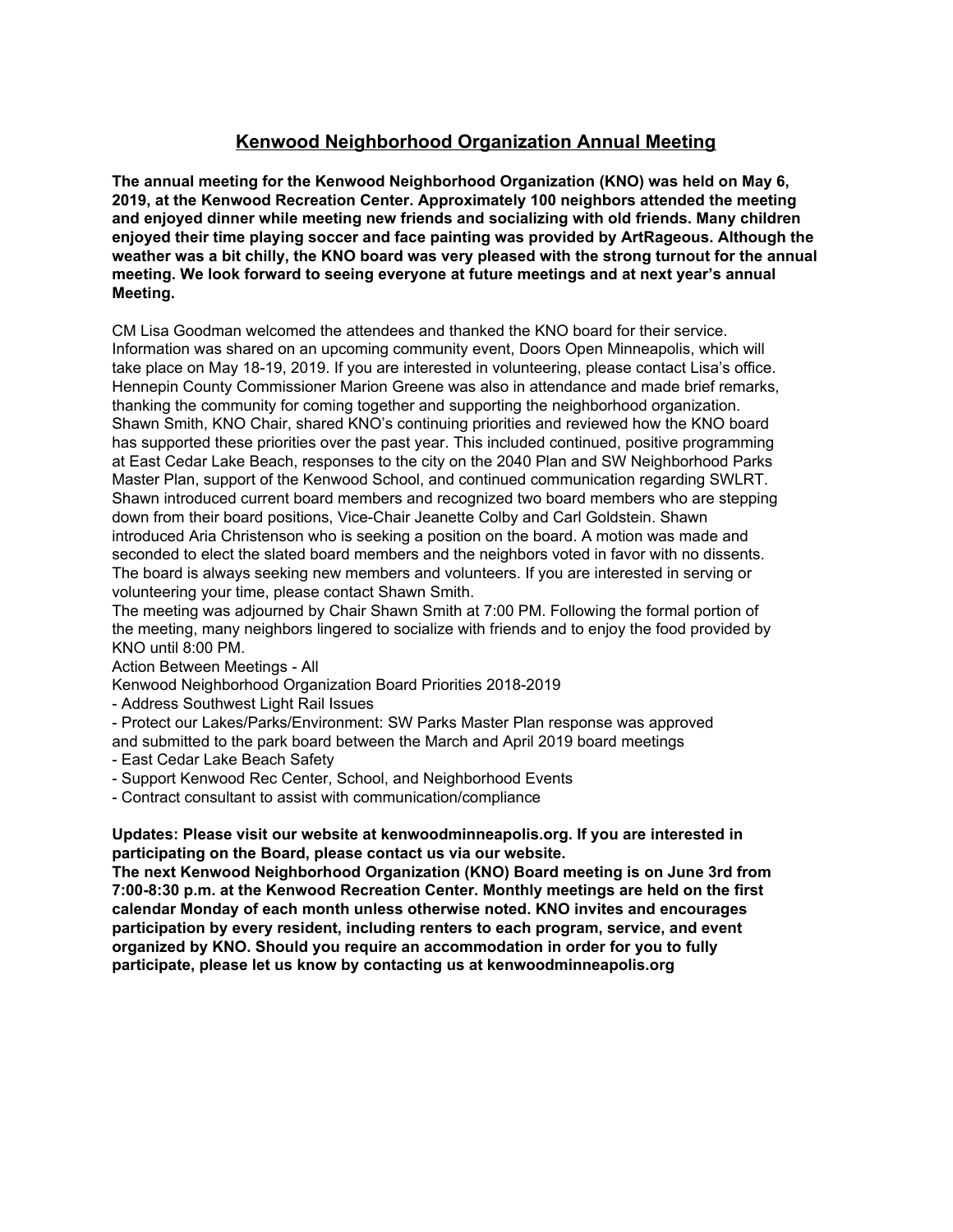# Kenwood Neighborhood Organization Annual Meeting

**The annual meeting for the Kenwood Neighborhood Organization (KNO) was held on May 6, 2019, at the Kenwood Recreation Center. Approximately 100 neighbors attended the meeting and enjoyed dinner while meeting new friends and socializing with old friends. Many children enjoyed their time playing soccer and face painting was provided by ArtRageous. Although the weather was a bit chilly, the KNO board was very pleased with the strong turnout for the annual meeting. We look forward to seeing everyone at future meetings and at next year's annual Meeting.**

CM Lisa Goodman welcomed the attendees and thanked the KNO board for their service. Information was shared on an upcoming community event, Doors Open Minneapolis, which will take place on May 18-19, 2019. If you are interested in volunteering, please contact Lisa's office. Hennepin County Commissioner Marion Greene was also in attendance and made brief remarks, thanking the community for coming together and supporting the neighborhood organization. Shawn Smith, KNO Chair, shared KNO's continuing priorities and reviewed how the KNO board has supported these priorities over the past year. This included continued, positive programming at East Cedar Lake Beach, responses to the city on the 2040 Plan and SW Neighborhood Parks Master Plan, support of the Kenwood School, and continued communication regarding SWLRT. Shawn introduced current board members and recognized two board members who are stepping down from their board positions, Vice-Chair Jeanette Colby and Carl Goldstein. Shawn introduced Aria Christenson who is seeking a position on the board. A motion was made and seconded to elect the slated board members and the neighbors voted in favor with no dissents. The board is always seeking new members and volunteers. If you are interested in serving or volunteering your time, please contact Shawn Smith.

The meeting was adjourned by Chair Shawn Smith at 7:00 PM. Following the formal portion of the meeting, many neighbors lingered to socialize with friends and to enjoy the food provided by KNO until 8:00 PM.

Action Between Meetings - All

Kenwood Neighborhood Organization Board Priorities 2018-2019

- Address Southwest Light Rail Issues
- Protect our Lakes/Parks/Environment: SW Parks Master Plan response was approved and submitted to the park board between the March and April 2019 board meetings
- East Cedar Lake Beach Safety
- Support Kenwood Rec Center, School, and Neighborhood Events
- Contract consultant to assist with communication/compliance

**Updates: Please visit our website at kenwoodminneapolis.org. If you are interested in participating on the Board, please contact us via our website.**

**The next Kenwood Neighborhood Organization (KNO) Board meeting is on June 3rd from 7:00-8:30 p.m. at the Kenwood Recreation Center. Monthly meetings are held on the first calendar Monday of each month unless otherwise noted. KNO invites and encourages participation by every resident, including renters to each program, service, and event organized by KNO. Should you require an accommodation in order for you to fully participate, please let us know by contacting us at kenwoodminneapolis.org**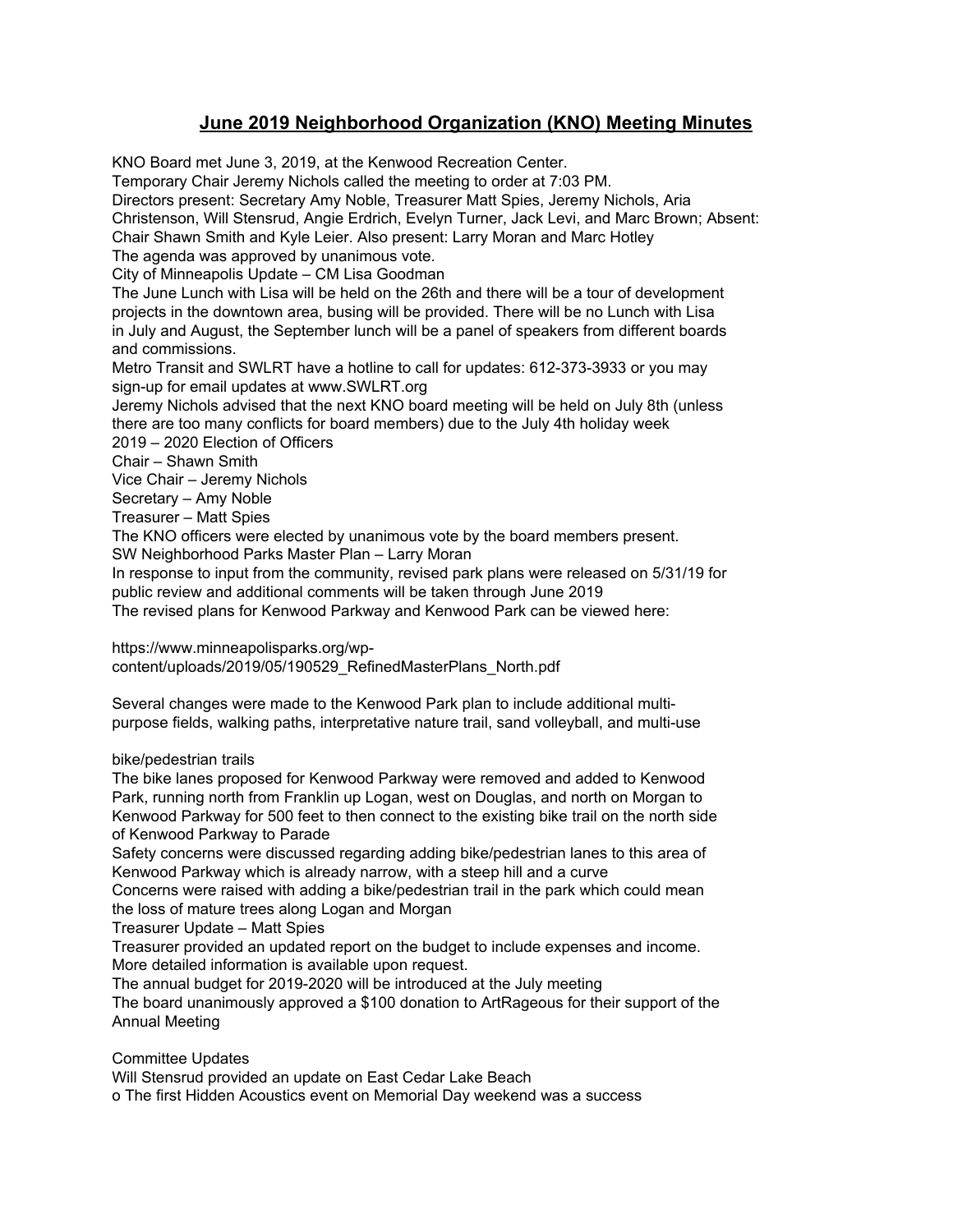# June 2019 Neighborhood Organization (KNO) Meeting Minutes

KNO Board met June 3, 2019, at the Kenwood Recreation Center.
Temporary Chair Jeremy Nichols called the meeting to order at 7:03 PM.
Directors present: Secretary Amy Noble, Treasurer Matt Spies, Jeremy Nichols, Aria Christenson, Will Stensrud, Angie Erdrich, Evelyn Turner, Jack Levi, and Marc Brown; Absent: Chair Shawn Smith and Kyle Leier. Also present: Larry Moran and Marc Hotley
The agenda was approved by unanimous vote.
City of Minneapolis Update – CM Lisa Goodman
The June Lunch with Lisa will be held on the 26th and there will be a tour of development projects in the downtown area, busing will be provided. There will be no Lunch with Lisa in July and August, the September lunch will be a panel of speakers from different boards and commissions.
Metro Transit and SWLRT have a hotline to call for updates: 612-373-3933 or you may sign-up for email updates at www.SWLRT.org
Jeremy Nichols advised that the next KNO board meeting will be held on July 8th (unless there are too many conflicts for board members) due to the July 4th holiday week
2019 – 2020 Election of Officers
Chair – Shawn Smith
Vice Chair – Jeremy Nichols
Secretary – Amy Noble
Treasurer – Matt Spies
The KNO officers were elected by unanimous vote by the board members present.
SW Neighborhood Parks Master Plan – Larry Moran
In response to input from the community, revised park plans were released on 5/31/19 for public review and additional comments will be taken through June 2019
The revised plans for Kenwood Parkway and Kenwood Park can be viewed here:

https://www.minneapolisparks.org/wp-content/uploads/2019/05/190529_RefinedMasterPlans_North.pdf

Several changes were made to the Kenwood Park plan to include additional multi-purpose fields, walking paths, interpretative nature trail, sand volleyball, and multi-use bike/pedestrian trails
The bike lanes proposed for Kenwood Parkway were removed and added to Kenwood Park, running north from Franklin up Logan, west on Douglas, and north on Morgan to Kenwood Parkway for 500 feet to then connect to the existing bike trail on the north side of Kenwood Parkway to Parade
Safety concerns were discussed regarding adding bike/pedestrian lanes to this area of Kenwood Parkway which is already narrow, with a steep hill and a curve
Concerns were raised with adding a bike/pedestrian trail in the park which could mean the loss of mature trees along Logan and Morgan
Treasurer Update – Matt Spies
Treasurer provided an updated report on the budget to include expenses and income. More detailed information is available upon request.
The annual budget for 2019-2020 will be introduced at the July meeting
The board unanimously approved a $100 donation to ArtRageous for their support of the Annual Meeting

Committee Updates
Will Stensrud provided an update on East Cedar Lake Beach
- The first Hidden Acoustics event on Memorial Day weekend was a success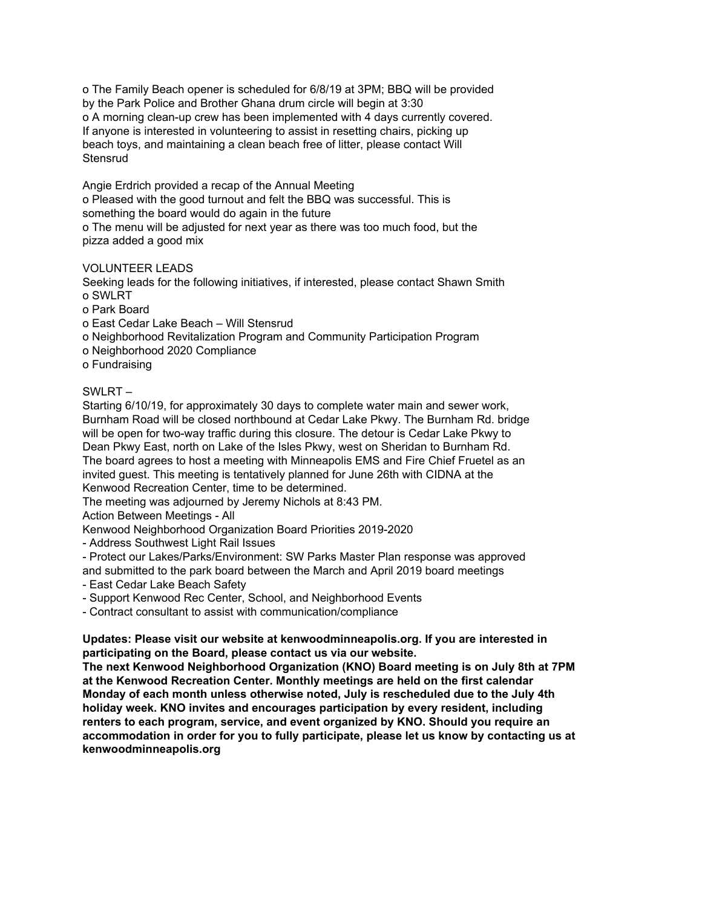o The Family Beach opener is scheduled for 6/8/19 at 3PM; BBQ will be provided by the Park Police and Brother Ghana drum circle will begin at 3:30
o A morning clean-up crew has been implemented with 4 days currently covered. If anyone is interested in volunteering to assist in resetting chairs, picking up beach toys, and maintaining a clean beach free of litter, please contact Will Stensrud

Angie Erdrich provided a recap of the Annual Meeting
o Pleased with the good turnout and felt the BBQ was successful. This is something the board would do again in the future
o The menu will be adjusted for next year as there was too much food, but the pizza added a good mix

VOLUNTEER LEADS
Seeking leads for the following initiatives, if interested, please contact Shawn Smith
o SWLRT
o Park Board
o East Cedar Lake Beach – Will Stensrud
o Neighborhood Revitalization Program and Community Participation Program
o Neighborhood 2020 Compliance
o Fundraising

SWLRT –
Starting 6/10/19, for approximately 30 days to complete water main and sewer work, Burnham Road will be closed northbound at Cedar Lake Pkwy. The Burnham Rd. bridge will be open for two-way traffic during this closure. The detour is Cedar Lake Pkwy to Dean Pkwy East, north on Lake of the Isles Pkwy, west on Sheridan to Burnham Rd.
The board agrees to host a meeting with Minneapolis EMS and Fire Chief Fruetel as an invited guest. This meeting is tentatively planned for June 26th with CIDNA at the Kenwood Recreation Center, time to be determined.
The meeting was adjourned by Jeremy Nichols at 8:43 PM.
Action Between Meetings - All
Kenwood Neighborhood Organization Board Priorities 2019-2020
- Address Southwest Light Rail Issues
- Protect our Lakes/Parks/Environment: SW Parks Master Plan response was approved and submitted to the park board between the March and April 2019 board meetings
- East Cedar Lake Beach Safety
- Support Kenwood Rec Center, School, and Neighborhood Events
- Contract consultant to assist with communication/compliance

**Updates: Please visit our website at kenwoodminneapolis.org. If you are interested in participating on the Board, please contact us via our website.**
**The next Kenwood Neighborhood Organization (KNO) Board meeting is on July 8th at 7PM at the Kenwood Recreation Center. Monthly meetings are held on the first calendar Monday of each month unless otherwise noted, July is rescheduled due to the July 4th holiday week. KNO invites and encourages participation by every resident, including renters to each program, service, and event organized by KNO. Should you require an accommodation in order for you to fully participate, please let us know by contacting us at kenwoodminneapolis.org**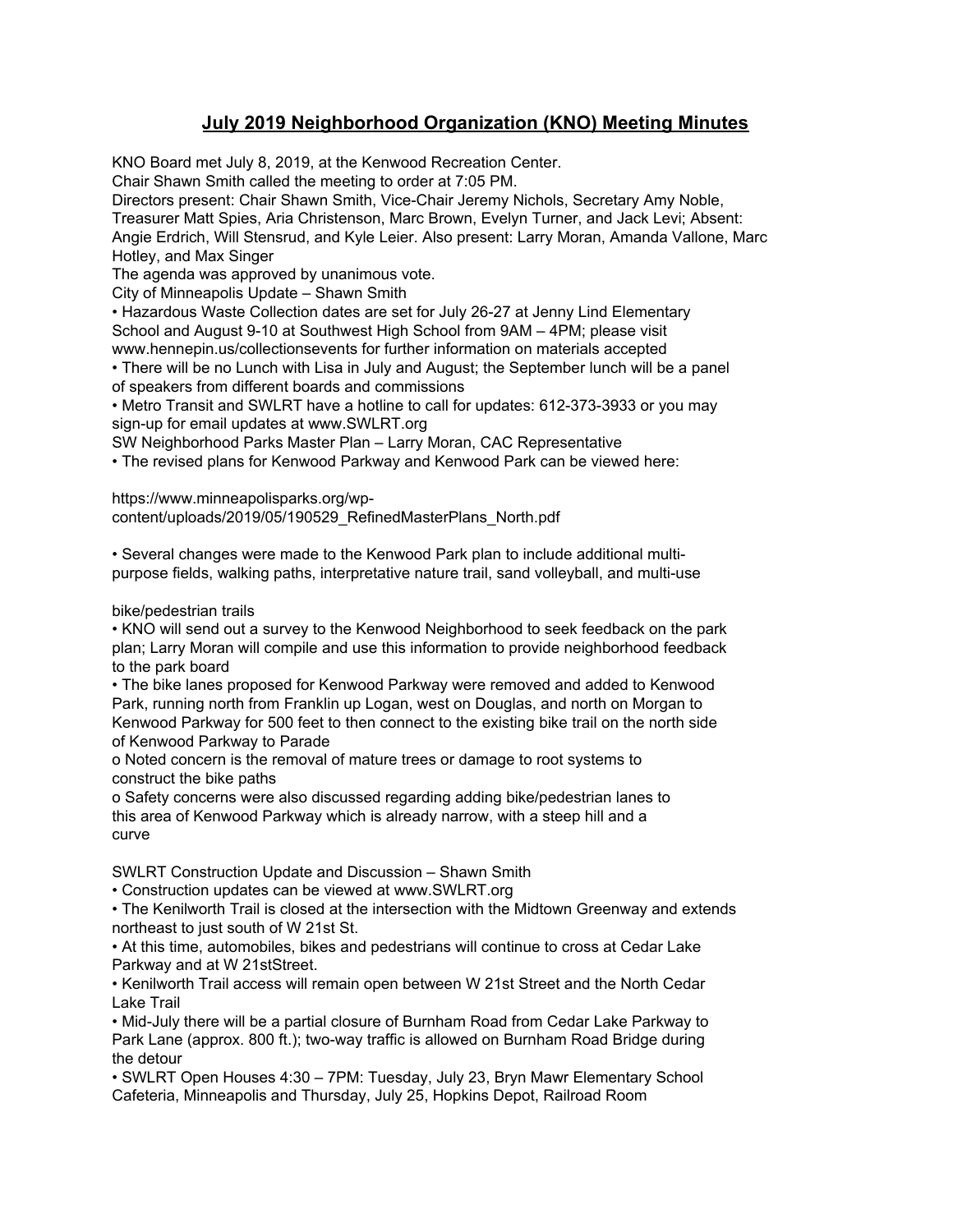# July 2019 Neighborhood Organization (KNO) Meeting Minutes

KNO Board met July 8, 2019, at the Kenwood Recreation Center.
Chair Shawn Smith called the meeting to order at 7:05 PM.
Directors present: Chair Shawn Smith, Vice-Chair Jeremy Nichols, Secretary Amy Noble, Treasurer Matt Spies, Aria Christenson, Marc Brown, Evelyn Turner, and Jack Levi; Absent: Angie Erdrich, Will Stensrud, and Kyle Leier. Also present: Larry Moran, Amanda Vallone, Marc Hotley, and Max Singer
The agenda was approved by unanimous vote.
City of Minneapolis Update – Shawn Smith

- Hazardous Waste Collection dates are set for July 26-27 at Jenny Lind Elementary School and August 9-10 at Southwest High School from 9AM – 4PM; please visit www.hennepin.us/collectionsevents for further information on materials accepted
- There will be no Lunch with Lisa in July and August; the September lunch will be a panel of speakers from different boards and commissions
- Metro Transit and SWLRT have a hotline to call for updates: 612-373-3933 or you may sign-up for email updates at www.SWLRT.org

SW Neighborhood Parks Master Plan – Larry Moran, CAC Representative

- The revised plans for Kenwood Parkway and Kenwood Park can be viewed here:

https://www.minneapolisparks.org/wp-content/uploads/2019/05/190529_RefinedMasterPlans_North.pdf

- Several changes were made to the Kenwood Park plan to include additional multi-purpose fields, walking paths, interpretative nature trail, sand volleyball, and multi-use bike/pedestrian trails
- KNO will send out a survey to the Kenwood Neighborhood to seek feedback on the park plan; Larry Moran will compile and use this information to provide neighborhood feedback to the park board
- The bike lanes proposed for Kenwood Parkway were removed and added to Kenwood Park, running north from Franklin up Logan, west on Douglas, and north on Morgan to Kenwood Parkway for 500 feet to then connect to the existing bike trail on the north side of Kenwood Parkway to Parade
  - Noted concern is the removal of mature trees or damage to root systems to construct the bike paths
  - Safety concerns were also discussed regarding adding bike/pedestrian lanes to this area of Kenwood Parkway which is already narrow, with a steep hill and a curve

SWLRT Construction Update and Discussion – Shawn Smith

- Construction updates can be viewed at www.SWLRT.org
- The Kenilworth Trail is closed at the intersection with the Midtown Greenway and extends northeast to just south of W 21st St.
- At this time, automobiles, bikes and pedestrians will continue to cross at Cedar Lake Parkway and at W 21stStreet.
- Kenilworth Trail access will remain open between W 21st Street and the North Cedar Lake Trail
- Mid-July there will be a partial closure of Burnham Road from Cedar Lake Parkway to Park Lane (approx. 800 ft.); two-way traffic is allowed on Burnham Road Bridge during the detour
- SWLRT Open Houses 4:30 – 7PM: Tuesday, July 23, Bryn Mawr Elementary School Cafeteria, Minneapolis and Thursday, July 25, Hopkins Depot, Railroad Room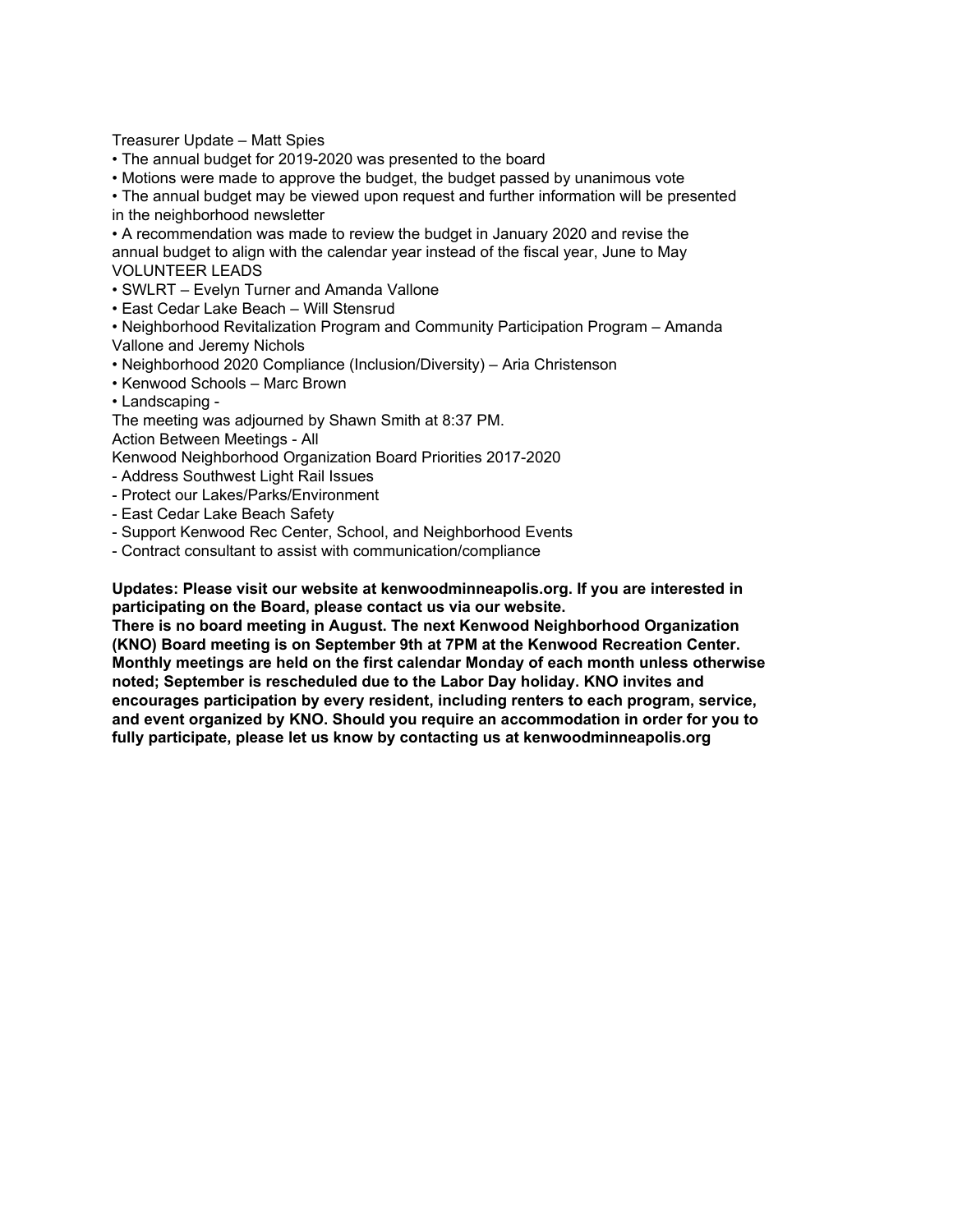Treasurer Update – Matt Spies

- The annual budget for 2019-2020 was presented to the board
- Motions were made to approve the budget, the budget passed by unanimous vote
- The annual budget may be viewed upon request and further information will be presented in the neighborhood newsletter
- A recommendation was made to review the budget in January 2020 and revise the annual budget to align with the calendar year instead of the fiscal year, June to May

VOLUNTEER LEADS

- SWLRT – Evelyn Turner and Amanda Vallone
- East Cedar Lake Beach – Will Stensrud
- Neighborhood Revitalization Program and Community Participation Program – Amanda Vallone and Jeremy Nichols
- Neighborhood 2020 Compliance (Inclusion/Diversity) – Aria Christenson
- Kenwood Schools – Marc Brown
- Landscaping -

The meeting was adjourned by Shawn Smith at 8:37 PM.

Action Between Meetings - All

Kenwood Neighborhood Organization Board Priorities 2017-2020

- Address Southwest Light Rail Issues
- Protect our Lakes/Parks/Environment
- East Cedar Lake Beach Safety
- Support Kenwood Rec Center, School, and Neighborhood Events
- Contract consultant to assist with communication/compliance

**Updates: Please visit our website at kenwoodminneapolis.org. If you are interested in participating on the Board, please contact us via our website.**
**There is no board meeting in August. The next Kenwood Neighborhood Organization (KNO) Board meeting is on September 9th at 7PM at the Kenwood Recreation Center. Monthly meetings are held on the first calendar Monday of each month unless otherwise noted; September is rescheduled due to the Labor Day holiday. KNO invites and encourages participation by every resident, including renters to each program, service, and event organized by KNO. Should you require an accommodation in order for you to fully participate, please let us know by contacting us at kenwoodminneapolis.org**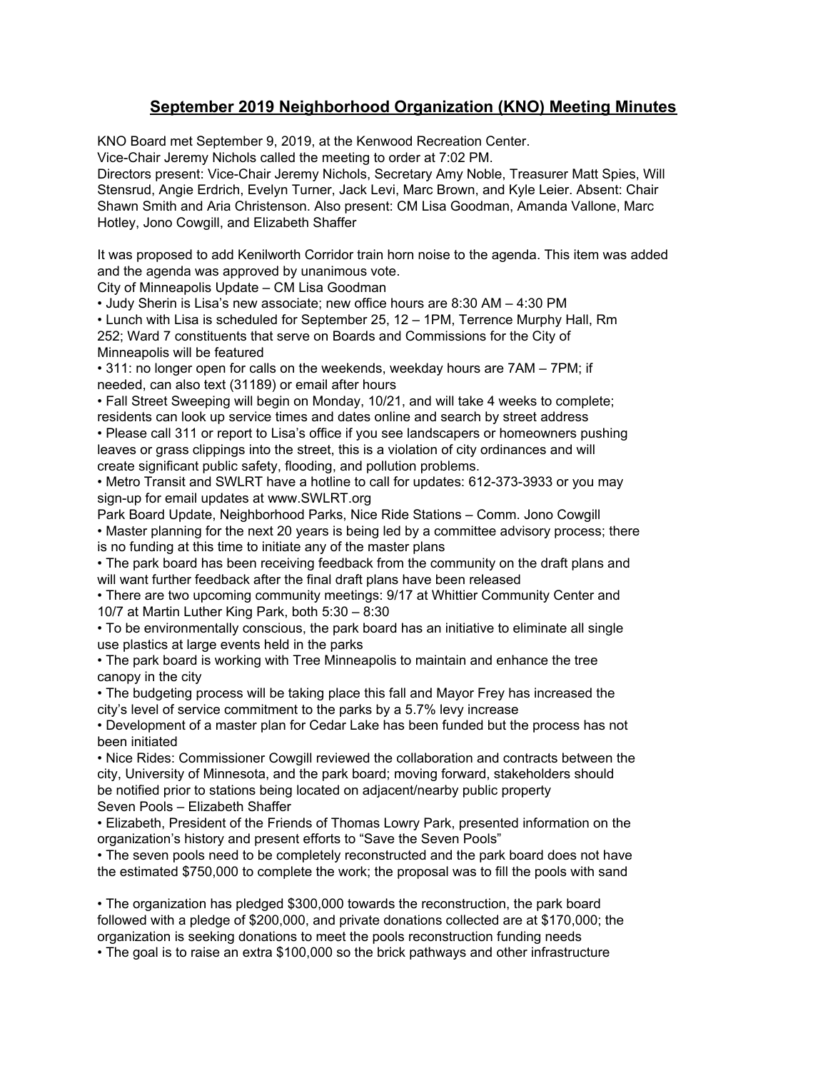# September 2019 Neighborhood Organization (KNO) Meeting Minutes

KNO Board met September 9, 2019, at the Kenwood Recreation Center.
Vice-Chair Jeremy Nichols called the meeting to order at 7:02 PM.
Directors present: Vice-Chair Jeremy Nichols, Secretary Amy Noble, Treasurer Matt Spies, Will Stensrud, Angie Erdrich, Evelyn Turner, Jack Levi, Marc Brown, and Kyle Leier. Absent: Chair Shawn Smith and Aria Christenson. Also present: CM Lisa Goodman, Amanda Vallone, Marc Hotley, Jono Cowgill, and Elizabeth Shaffer

It was proposed to add Kenilworth Corridor train horn noise to the agenda. This item was added and the agenda was approved by unanimous vote.

City of Minneapolis Update – CM Lisa Goodman

- Judy Sherin is Lisa's new associate; new office hours are 8:30 AM – 4:30 PM
- Lunch with Lisa is scheduled for September 25, 12 – 1PM, Terrence Murphy Hall, Rm 252; Ward 7 constituents that serve on Boards and Commissions for the City of Minneapolis will be featured
- 311: no longer open for calls on the weekends, weekday hours are 7AM – 7PM; if needed, can also text (31189) or email after hours
- Fall Street Sweeping will begin on Monday, 10/21, and will take 4 weeks to complete; residents can look up service times and dates online and search by street address
- Please call 311 or report to Lisa's office if you see landscapers or homeowners pushing leaves or grass clippings into the street, this is a violation of city ordinances and will create significant public safety, flooding, and pollution problems.
- Metro Transit and SWLRT have a hotline to call for updates: 612-373-3933 or you may sign-up for email updates at www.SWLRT.org

Park Board Update, Neighborhood Parks, Nice Ride Stations – Comm. Jono Cowgill

- Master planning for the next 20 years is being led by a committee advisory process; there is no funding at this time to initiate any of the master plans
- The park board has been receiving feedback from the community on the draft plans and will want further feedback after the final draft plans have been released
- There are two upcoming community meetings: 9/17 at Whittier Community Center and 10/7 at Martin Luther King Park, both 5:30 – 8:30
- To be environmentally conscious, the park board has an initiative to eliminate all single use plastics at large events held in the parks
- The park board is working with Tree Minneapolis to maintain and enhance the tree canopy in the city
- The budgeting process will be taking place this fall and Mayor Frey has increased the city's level of service commitment to the parks by a 5.7% levy increase
- Development of a master plan for Cedar Lake has been funded but the process has not been initiated
- Nice Rides: Commissioner Cowgill reviewed the collaboration and contracts between the city, University of Minnesota, and the park board; moving forward, stakeholders should be notified prior to stations being located on adjacent/nearby public property

Seven Pools – Elizabeth Shaffer

- Elizabeth, President of the Friends of Thomas Lowry Park, presented information on the organization's history and present efforts to "Save the Seven Pools"
- The seven pools need to be completely reconstructed and the park board does not have the estimated $750,000 to complete the work; the proposal was to fill the pools with sand
- The organization has pledged $300,000 towards the reconstruction, the park board followed with a pledge of $200,000, and private donations collected are at $170,000; the organization is seeking donations to meet the pools reconstruction funding needs
- The goal is to raise an extra $100,000 so the brick pathways and other infrastructure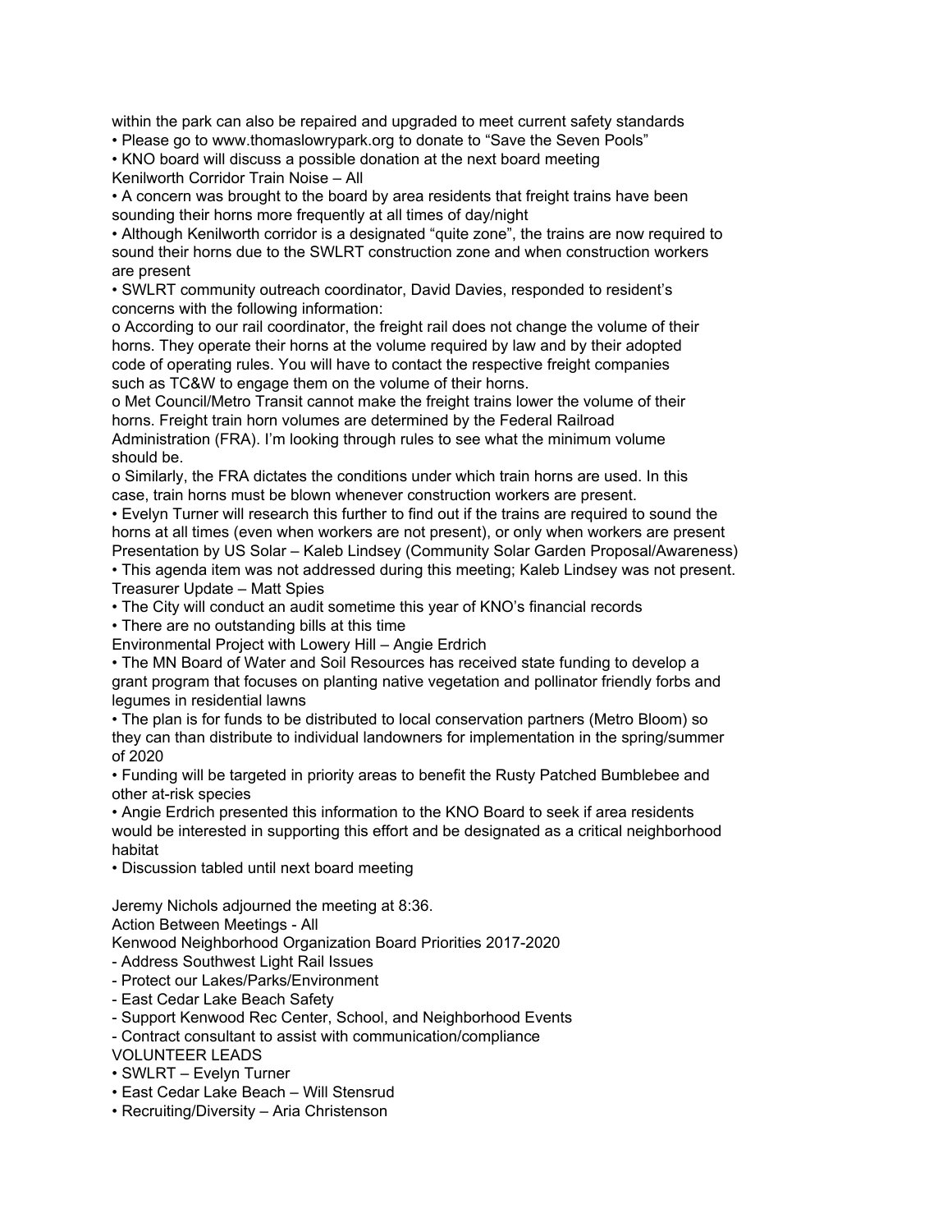within the park can also be repaired and upgraded to meet current safety standards

- Please go to www.thomaslowrypark.org to donate to "Save the Seven Pools"
- KNO board will discuss a possible donation at the next board meeting

Kenilworth Corridor Train Noise – All

- A concern was brought to the board by area residents that freight trains have been sounding their horns more frequently at all times of day/night
- Although Kenilworth corridor is a designated "quite zone", the trains are now required to sound their horns due to the SWLRT construction zone and when construction workers are present
- SWLRT community outreach coordinator, David Davies, responded to resident's concerns with the following information:
  - According to our rail coordinator, the freight rail does not change the volume of their horns. They operate their horns at the volume required by law and by their adopted code of operating rules. You will have to contact the respective freight companies such as TC&W to engage them on the volume of their horns.
  - Met Council/Metro Transit cannot make the freight trains lower the volume of their horns. Freight train horn volumes are determined by the Federal Railroad Administration (FRA). I'm looking through rules to see what the minimum volume should be.
  - Similarly, the FRA dictates the conditions under which train horns are used. In this case, train horns must be blown whenever construction workers are present.
- Evelyn Turner will research this further to find out if the trains are required to sound the horns at all times (even when workers are not present), or only when workers are present

Presentation by US Solar – Kaleb Lindsey (Community Solar Garden Proposal/Awareness)

- This agenda item was not addressed during this meeting; Kaleb Lindsey was not present.

Treasurer Update – Matt Spies

- The City will conduct an audit sometime this year of KNO's financial records
- There are no outstanding bills at this time

Environmental Project with Lowery Hill – Angie Erdrich

- The MN Board of Water and Soil Resources has received state funding to develop a grant program that focuses on planting native vegetation and pollinator friendly forbs and legumes in residential lawns
- The plan is for funds to be distributed to local conservation partners (Metro Bloom) so they can than distribute to individual landowners for implementation in the spring/summer of 2020
- Funding will be targeted in priority areas to benefit the Rusty Patched Bumblebee and other at-risk species
- Angie Erdrich presented this information to the KNO Board to seek if area residents would be interested in supporting this effort and be designated as a critical neighborhood habitat
- Discussion tabled until next board meeting

Jeremy Nichols adjourned the meeting at 8:36.

Action Between Meetings - All

Kenwood Neighborhood Organization Board Priorities 2017-2020

- Address Southwest Light Rail Issues
- Protect our Lakes/Parks/Environment
- East Cedar Lake Beach Safety
- Support Kenwood Rec Center, School, and Neighborhood Events
- Contract consultant to assist with communication/compliance

VOLUNTEER LEADS

- SWLRT – Evelyn Turner
- East Cedar Lake Beach – Will Stensrud
- Recruiting/Diversity – Aria Christenson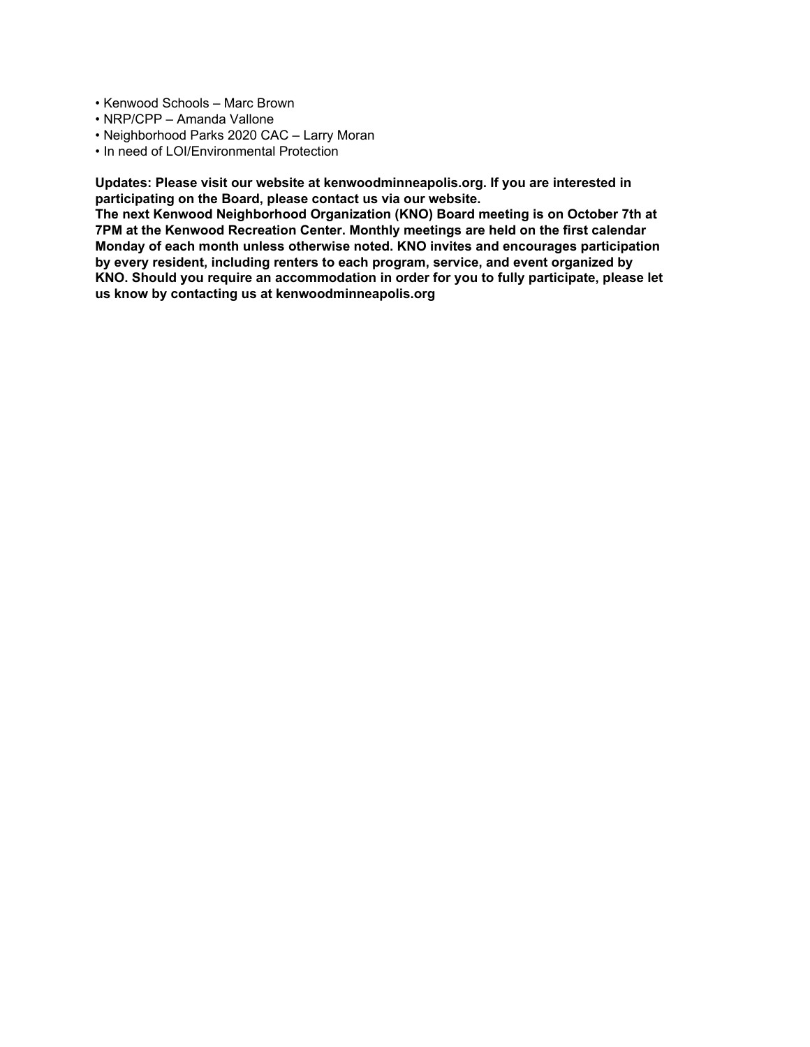- Kenwood Schools – Marc Brown
- NRP/CPP – Amanda Vallone
- Neighborhood Parks 2020 CAC – Larry Moran
- In need of LOI/Environmental Protection

**Updates: Please visit our website at kenwoodminneapolis.org. If you are interested in participating on the Board, please contact us via our website.**
**The next Kenwood Neighborhood Organization (KNO) Board meeting is on October 7th at 7PM at the Kenwood Recreation Center. Monthly meetings are held on the first calendar Monday of each month unless otherwise noted. KNO invites and encourages participation by every resident, including renters to each program, service, and event organized by KNO. Should you require an accommodation in order for you to fully participate, please let us know by contacting us at kenwoodminneapolis.org**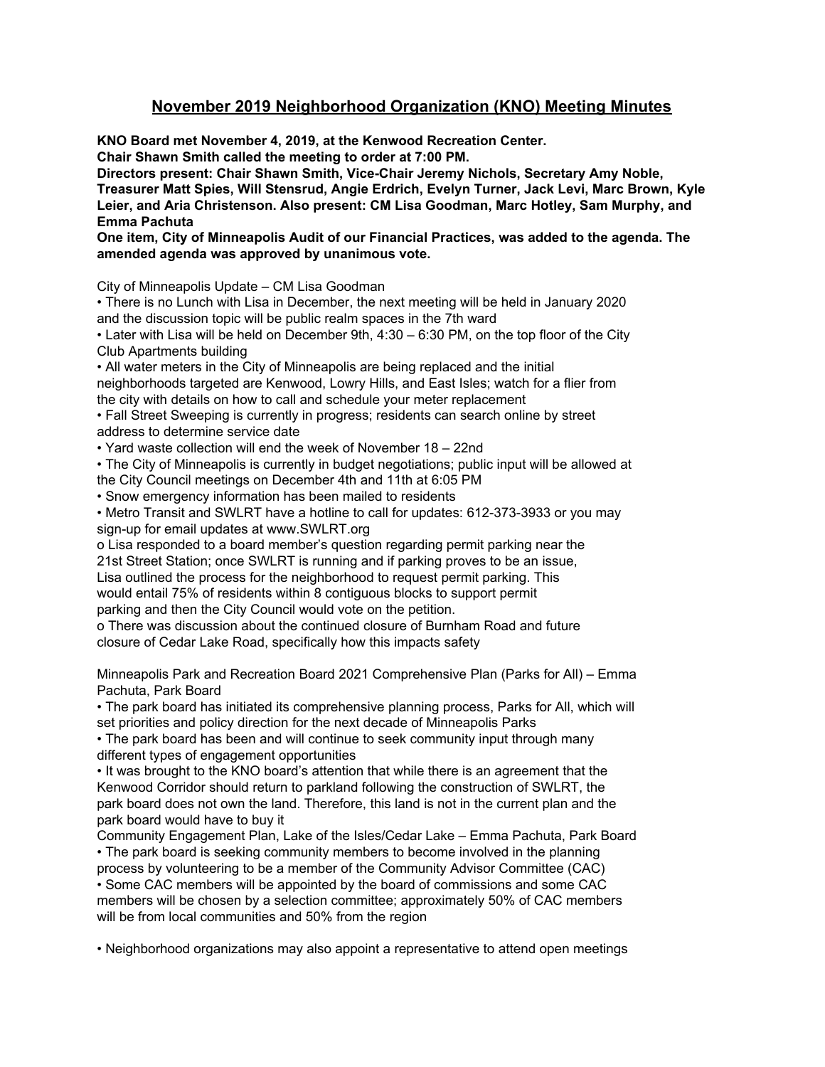# November 2019 Neighborhood Organization (KNO) Meeting Minutes

**KNO Board met November 4, 2019, at the Kenwood Recreation Center.**
**Chair Shawn Smith called the meeting to order at 7:00 PM.**
**Directors present: Chair Shawn Smith, Vice-Chair Jeremy Nichols, Secretary Amy Noble, Treasurer Matt Spies, Will Stensrud, Angie Erdrich, Evelyn Turner, Jack Levi, Marc Brown, Kyle Leier, and Aria Christenson. Also present: CM Lisa Goodman, Marc Hotley, Sam Murphy, and Emma Pachuta**
**One item, City of Minneapolis Audit of our Financial Practices, was added to the agenda. The amended agenda was approved by unanimous vote.**

City of Minneapolis Update – CM Lisa Goodman

- There is no Lunch with Lisa in December, the next meeting will be held in January 2020 and the discussion topic will be public realm spaces in the 7th ward
- Later with Lisa will be held on December 9th, 4:30 – 6:30 PM, on the top floor of the City Club Apartments building
- All water meters in the City of Minneapolis are being replaced and the initial neighborhoods targeted are Kenwood, Lowry Hills, and East Isles; watch for a flier from the city with details on how to call and schedule your meter replacement
- Fall Street Sweeping is currently in progress; residents can search online by street address to determine service date
- Yard waste collection will end the week of November 18 – 22nd
- The City of Minneapolis is currently in budget negotiations; public input will be allowed at the City Council meetings on December 4th and 11th at 6:05 PM
- Snow emergency information has been mailed to residents
- Metro Transit and SWLRT have a hotline to call for updates: 612-373-3933 or you may sign-up for email updates at www.SWLRT.org
  - Lisa responded to a board member's question regarding permit parking near the 21st Street Station; once SWLRT is running and if parking proves to be an issue, Lisa outlined the process for the neighborhood to request permit parking. This would entail 75% of residents within 8 contiguous blocks to support permit parking and then the City Council would vote on the petition.
  - There was discussion about the continued closure of Burnham Road and future closure of Cedar Lake Road, specifically how this impacts safety

Minneapolis Park and Recreation Board 2021 Comprehensive Plan (Parks for All) – Emma Pachuta, Park Board

- The park board has initiated its comprehensive planning process, Parks for All, which will set priorities and policy direction for the next decade of Minneapolis Parks
- The park board has been and will continue to seek community input through many different types of engagement opportunities
- It was brought to the KNO board's attention that while there is an agreement that the Kenwood Corridor should return to parkland following the construction of SWLRT, the park board does not own the land. Therefore, this land is not in the current plan and the park board would have to buy it

Community Engagement Plan, Lake of the Isles/Cedar Lake – Emma Pachuta, Park Board

- The park board is seeking community members to become involved in the planning process by volunteering to be a member of the Community Advisor Committee (CAC)
- Some CAC members will be appointed by the board of commissions and some CAC members will be chosen by a selection committee; approximately 50% of CAC members will be from local communities and 50% from the region

- Neighborhood organizations may also appoint a representative to attend open meetings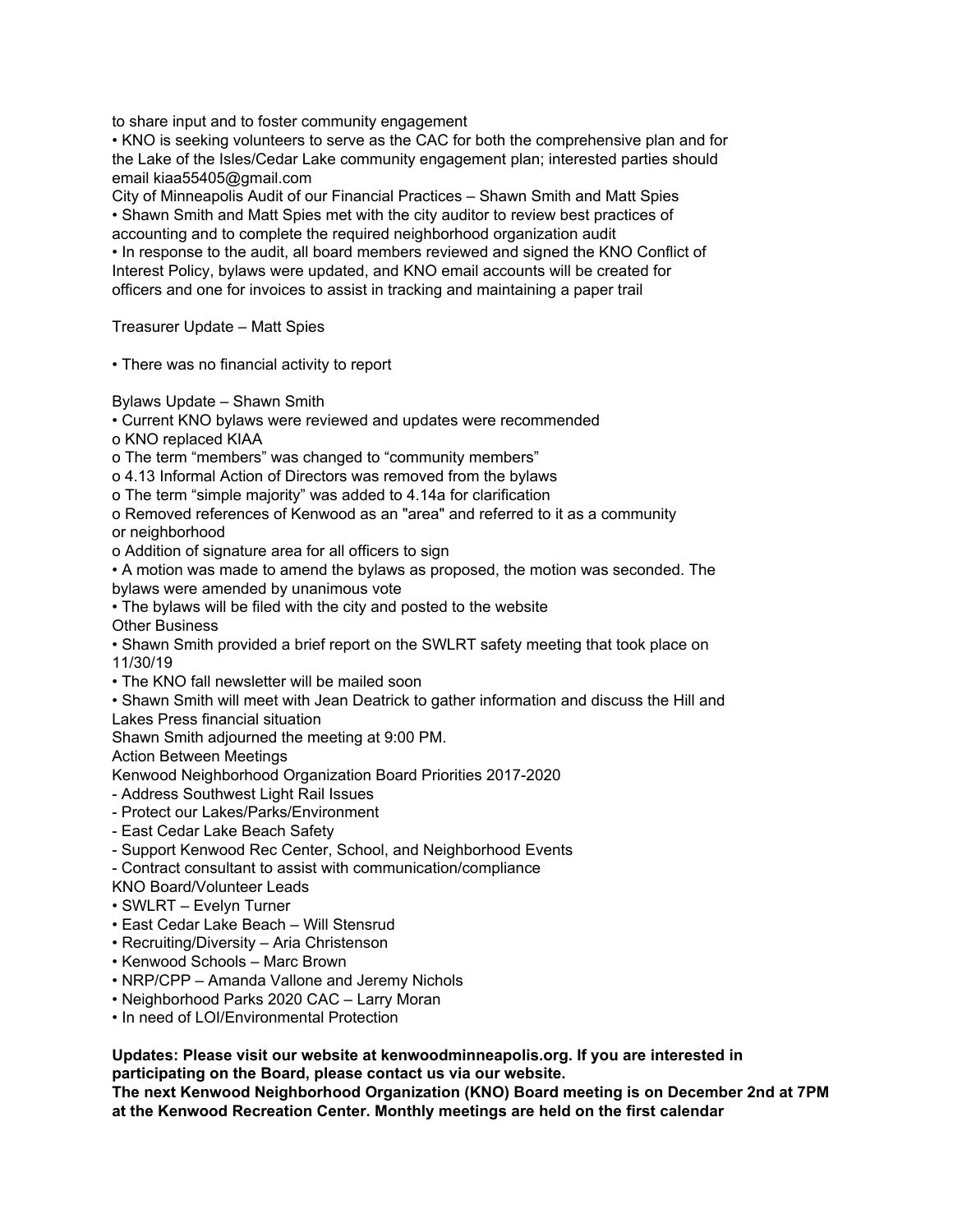to share input and to foster community engagement

- KNO is seeking volunteers to serve as the CAC for both the comprehensive plan and for the Lake of the Isles/Cedar Lake community engagement plan; interested parties should email kiaa55405@gmail.com

City of Minneapolis Audit of our Financial Practices – Shawn Smith and Matt Spies

- Shawn Smith and Matt Spies met with the city auditor to review best practices of accounting and to complete the required neighborhood organization audit
- In response to the audit, all board members reviewed and signed the KNO Conflict of Interest Policy, bylaws were updated, and KNO email accounts will be created for officers and one for invoices to assist in tracking and maintaining a paper trail

Treasurer Update – Matt Spies

- There was no financial activity to report

Bylaws Update – Shawn Smith

- Current KNO bylaws were reviewed and updates were recommended
  - o KNO replaced KIAA
  - o The term "members" was changed to "community members"
  - o 4.13 Informal Action of Directors was removed from the bylaws
  - o The term "simple majority" was added to 4.14a for clarification
  - o Removed references of Kenwood as an "area" and referred to it as a community or neighborhood
  - o Addition of signature area for all officers to sign
- A motion was made to amend the bylaws as proposed, the motion was seconded. The bylaws were amended by unanimous vote
- The bylaws will be filed with the city and posted to the website

Other Business

- Shawn Smith provided a brief report on the SWLRT safety meeting that took place on 11/30/19
- The KNO fall newsletter will be mailed soon
- Shawn Smith will meet with Jean Deatrick to gather information and discuss the Hill and Lakes Press financial situation

Shawn Smith adjourned the meeting at 9:00 PM.

Action Between Meetings

Kenwood Neighborhood Organization Board Priorities 2017-2020

- Address Southwest Light Rail Issues
- Protect our Lakes/Parks/Environment
- East Cedar Lake Beach Safety
- Support Kenwood Rec Center, School, and Neighborhood Events
- Contract consultant to assist with communication/compliance

KNO Board/Volunteer Leads

- SWLRT – Evelyn Turner
- East Cedar Lake Beach – Will Stensrud
- Recruiting/Diversity – Aria Christenson
- Kenwood Schools – Marc Brown
- NRP/CPP – Amanda Vallone and Jeremy Nichols
- Neighborhood Parks 2020 CAC – Larry Moran
- In need of LOI/Environmental Protection

**Updates: Please visit our website at kenwoodminneapolis.org. If you are interested in participating on the Board, please contact us via our website.**

**The next Kenwood Neighborhood Organization (KNO) Board meeting is on December 2nd at 7PM at the Kenwood Recreation Center. Monthly meetings are held on the first calendar**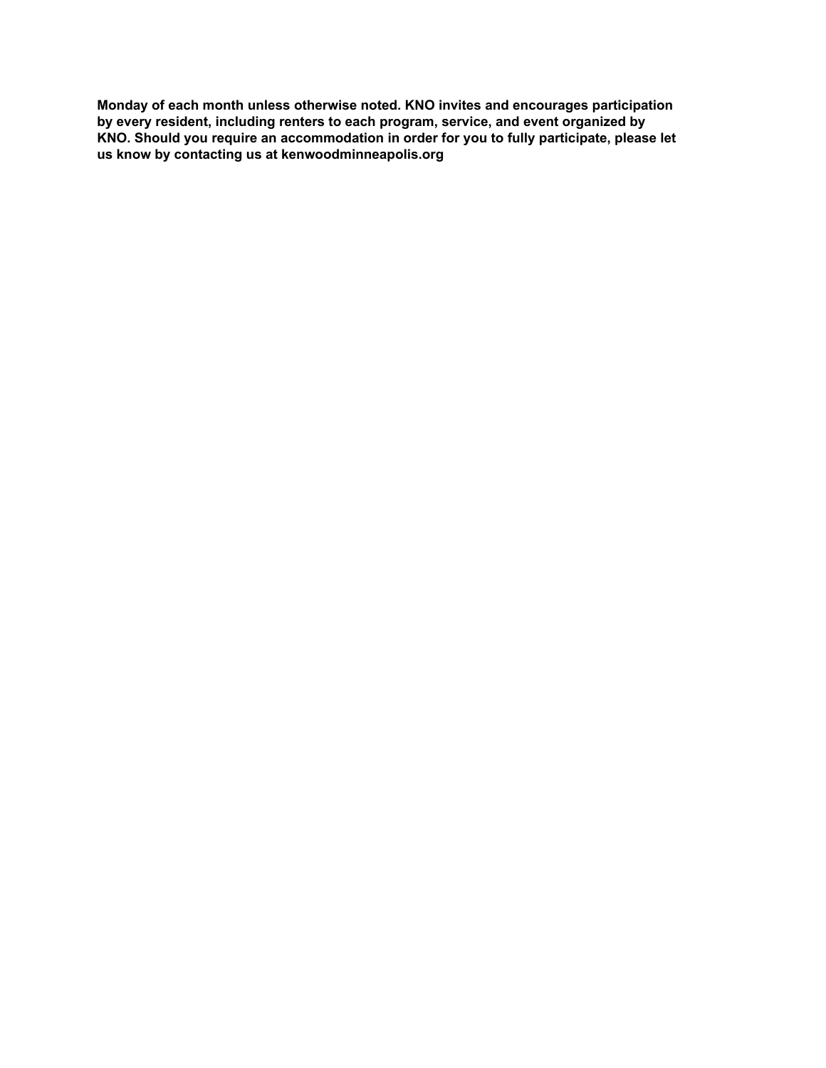**Monday of each month unless otherwise noted. KNO invites and encourages participation by every resident, including renters to each program, service, and event organized by KNO. Should you require an accommodation in order for you to fully participate, please let us know by contacting us at kenwoodminneapolis.org**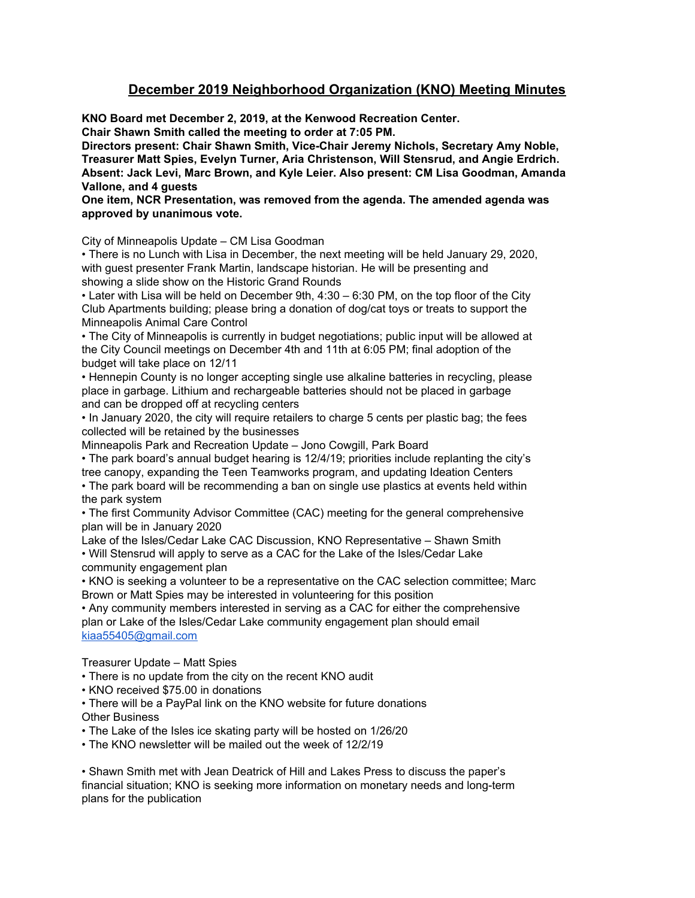# December 2019 Neighborhood Organization (KNO) Meeting Minutes

**KNO Board met December 2, 2019, at the Kenwood Recreation Center.**
**Chair Shawn Smith called the meeting to order at 7:05 PM.**
**Directors present: Chair Shawn Smith, Vice-Chair Jeremy Nichols, Secretary Amy Noble, Treasurer Matt Spies, Evelyn Turner, Aria Christenson, Will Stensrud, and Angie Erdrich. Absent: Jack Levi, Marc Brown, and Kyle Leier. Also present: CM Lisa Goodman, Amanda Vallone, and 4 guests**
**One item, NCR Presentation, was removed from the agenda. The amended agenda was approved by unanimous vote.**

City of Minneapolis Update – CM Lisa Goodman

- There is no Lunch with Lisa in December, the next meeting will be held January 29, 2020, with guest presenter Frank Martin, landscape historian. He will be presenting and showing a slide show on the Historic Grand Rounds
- Later with Lisa will be held on December 9th, 4:30 – 6:30 PM, on the top floor of the City Club Apartments building; please bring a donation of dog/cat toys or treats to support the Minneapolis Animal Care Control
- The City of Minneapolis is currently in budget negotiations; public input will be allowed at the City Council meetings on December 4th and 11th at 6:05 PM; final adoption of the budget will take place on 12/11
- Hennepin County is no longer accepting single use alkaline batteries in recycling, please place in garbage. Lithium and rechargeable batteries should not be placed in garbage and can be dropped off at recycling centers
- In January 2020, the city will require retailers to charge 5 cents per plastic bag; the fees collected will be retained by the businesses

Minneapolis Park and Recreation Update – Jono Cowgill, Park Board

- The park board's annual budget hearing is 12/4/19; priorities include replanting the city's tree canopy, expanding the Teen Teamworks program, and updating Ideation Centers
- The park board will be recommending a ban on single use plastics at events held within the park system
- The first Community Advisor Committee (CAC) meeting for the general comprehensive plan will be in January 2020

Lake of the Isles/Cedar Lake CAC Discussion, KNO Representative – Shawn Smith

- Will Stensrud will apply to serve as a CAC for the Lake of the Isles/Cedar Lake community engagement plan
- KNO is seeking a volunteer to be a representative on the CAC selection committee; Marc Brown or Matt Spies may be interested in volunteering for this position
- Any community members interested in serving as a CAC for either the comprehensive plan or Lake of the Isles/Cedar Lake community engagement plan should email kiaa55405@gmail.com

Treasurer Update – Matt Spies

- There is no update from the city on the recent KNO audit
- KNO received $75.00 in donations
- There will be a PayPal link on the KNO website for future donations

Other Business

- The Lake of the Isles ice skating party will be hosted on 1/26/20
- The KNO newsletter will be mailed out the week of 12/2/19

- Shawn Smith met with Jean Deatrick of Hill and Lakes Press to discuss the paper's financial situation; KNO is seeking more information on monetary needs and long-term plans for the publication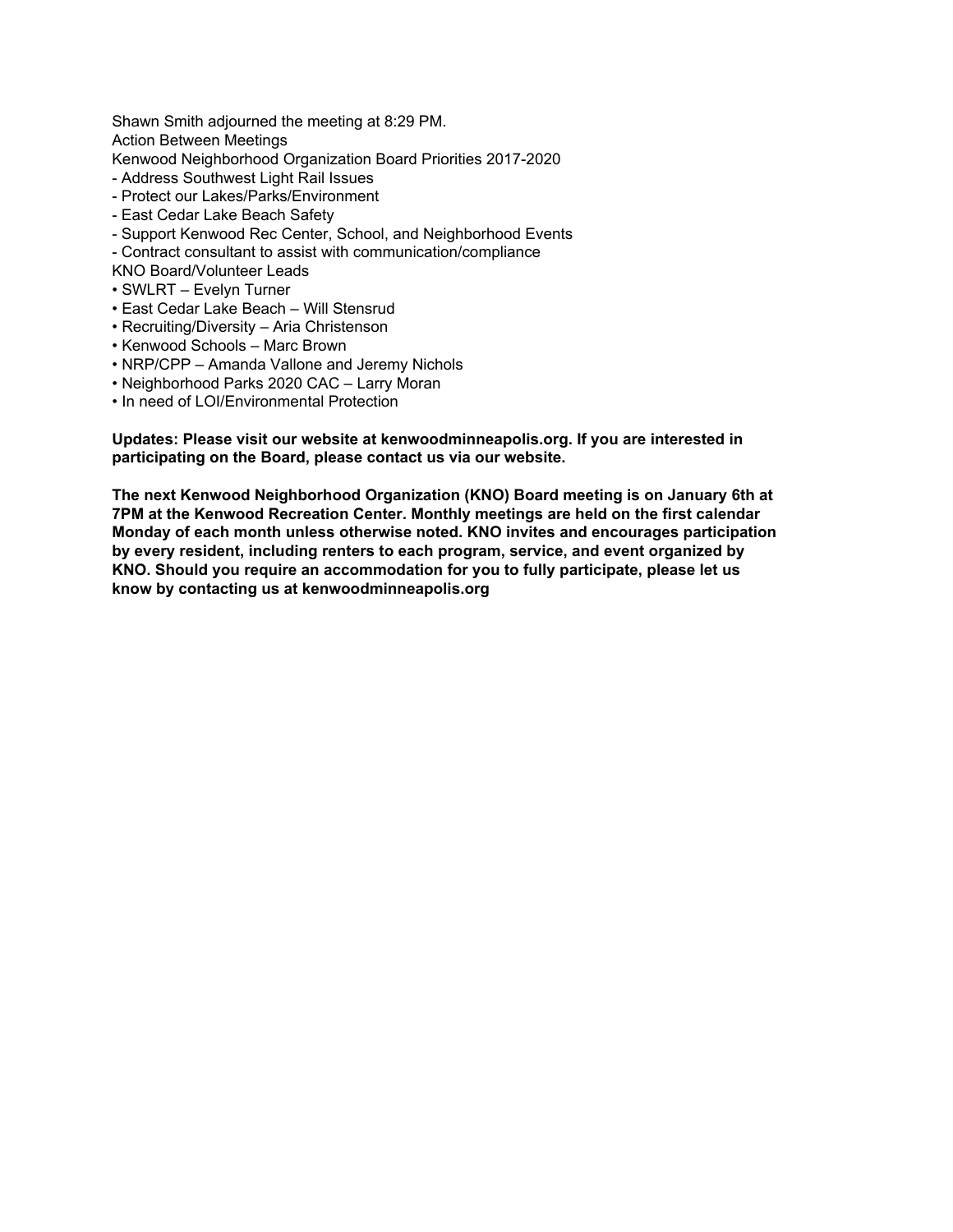Shawn Smith adjourned the meeting at 8:29 PM.

Action Between Meetings

Kenwood Neighborhood Organization Board Priorities 2017-2020

- Address Southwest Light Rail Issues
- Protect our Lakes/Parks/Environment
- East Cedar Lake Beach Safety
- Support Kenwood Rec Center, School, and Neighborhood Events
- Contract consultant to assist with communication/compliance

KNO Board/Volunteer Leads

- SWLRT – Evelyn Turner
- East Cedar Lake Beach – Will Stensrud
- Recruiting/Diversity – Aria Christenson
- Kenwood Schools – Marc Brown
- NRP/CPP – Amanda Vallone and Jeremy Nichols
- Neighborhood Parks 2020 CAC – Larry Moran
- In need of LOI/Environmental Protection

**Updates: Please visit our website at kenwoodminneapolis.org. If you are interested in participating on the Board, please contact us via our website.**

**The next Kenwood Neighborhood Organization (KNO) Board meeting is on January 6th at 7PM at the Kenwood Recreation Center. Monthly meetings are held on the first calendar Monday of each month unless otherwise noted. KNO invites and encourages participation by every resident, including renters to each program, service, and event organized by KNO. Should you require an accommodation for you to fully participate, please let us know by contacting us at kenwoodminneapolis.org**